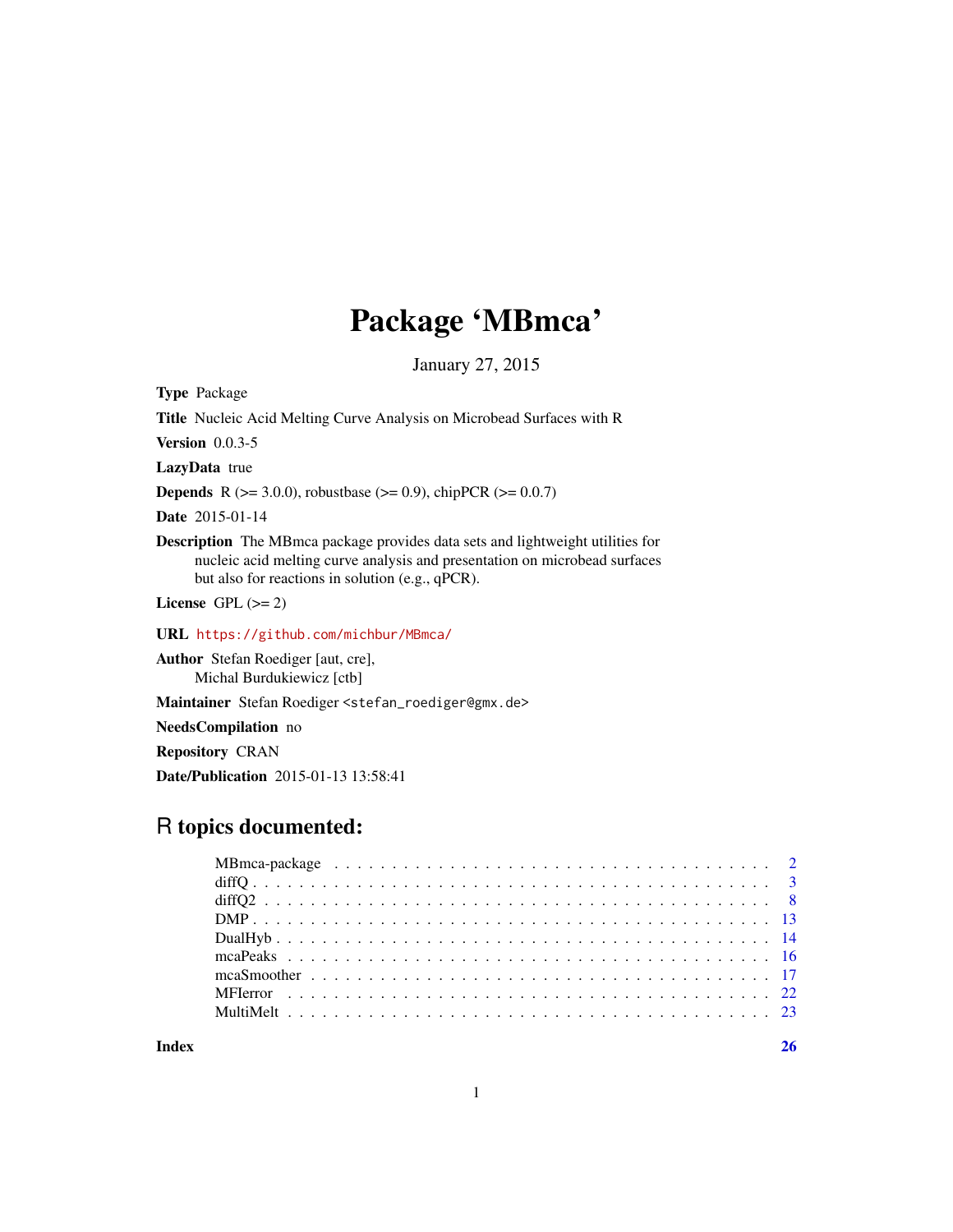# Package 'MBmca'

January 27, 2015

**Type** Package

**Title** Nucleic Acid Melting Curve Analysis on Microbead Surfaces with R

**Version** 0.0.3-5

**LazyData** true

**Depends** R (>= 3.0.0), robustbase (>= 0.9), chipPCR (>= 0.0.7)

**Date** 2015-01-14

**Description** The MBmca package provides data sets and lightweight utilities for nucleic acid melting curve analysis and presentation on microbead surfaces but also for reactions in solution (e.g., qPCR).

**License** GPL (>= 2)

**URL** https://github.com/michbur/MBmca/

**Author** Stefan Roediger [aut, cre], Michal Burdukiewicz [ctb]

**Maintainer** Stefan Roediger <stefan_roediger@gmx.de>

**NeedsCompilation** no

**Repository** CRAN

**Date/Publication** 2015-01-13 13:58:41

## R topics documented:

| | |
|---|---|
| MBmca-package | 2 |
| diffQ | 3 |
| diffQ2 | 8 |
| DMP | 13 |
| DualHyb | 14 |
| mcaPeaks | 16 |
| mcaSmoother | 17 |
| MFIerror | 22 |
| MultiMelt | 23 |
| **Index** | **26** |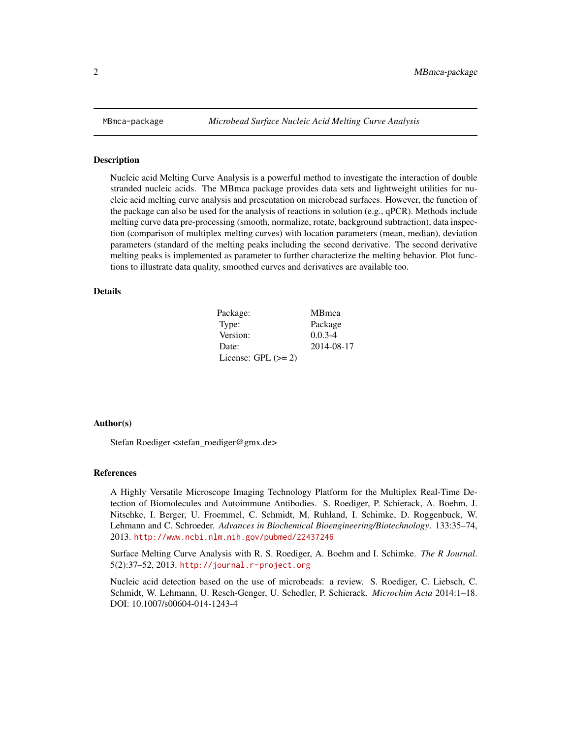# MBmca-package — *Microbead Surface Nucleic Acid Melting Curve Analysis*

## Description

Nucleic acid Melting Curve Analysis is a powerful method to investigate the interaction of double stranded nucleic acids. The MBmca package provides data sets and lightweight utilities for nucleic acid melting curve analysis and presentation on microbead surfaces. However, the function of the package can also be used for the analysis of reactions in solution (e.g., qPCR). Methods include melting curve data pre-processing (smooth, normalize, rotate, background subtraction), data inspection (comparison of multiplex melting curves) with location parameters (mean, median), deviation parameters (standard of the melting peaks including the second derivative. The second derivative melting peaks is implemented as parameter to further characterize the melting behavior. Plot functions to illustrate data quality, smoothed curves and derivatives are available too.

## Details

| | |
|---|---|
| Package: | MBmca |
| Type: | Package |
| Version: | 0.0.3-4 |
| Date: | 2014-08-17 |
| License: GPL (>= 2) | |

## Author(s)

Stefan Roediger <stefan_roediger@gmx.de>

## References

A Highly Versatile Microscope Imaging Technology Platform for the Multiplex Real-Time Detection of Biomolecules and Autoimmune Antibodies. S. Roediger, P. Schierack, A. Boehm, J. Nitschke, I. Berger, U. Froemmel, C. Schmidt, M. Ruhland, I. Schimke, D. Roggenbuck, W. Lehmann and C. Schroeder. *Advances in Biochemical Bioengineering/Biotechnology*. 133:35–74, 2013. http://www.ncbi.nlm.nih.gov/pubmed/22437246

Surface Melting Curve Analysis with R. S. Roediger, A. Boehm and I. Schimke. *The R Journal*. 5(2):37–52, 2013. http://journal.r-project.org

Nucleic acid detection based on the use of microbeads: a review. S. Roediger, C. Liebsch, C. Schmidt, W. Lehmann, U. Resch-Genger, U. Schedler, P. Schierack. *Microchim Acta* 2014:1–18. DOI: 10.1007/s00604-014-1243-4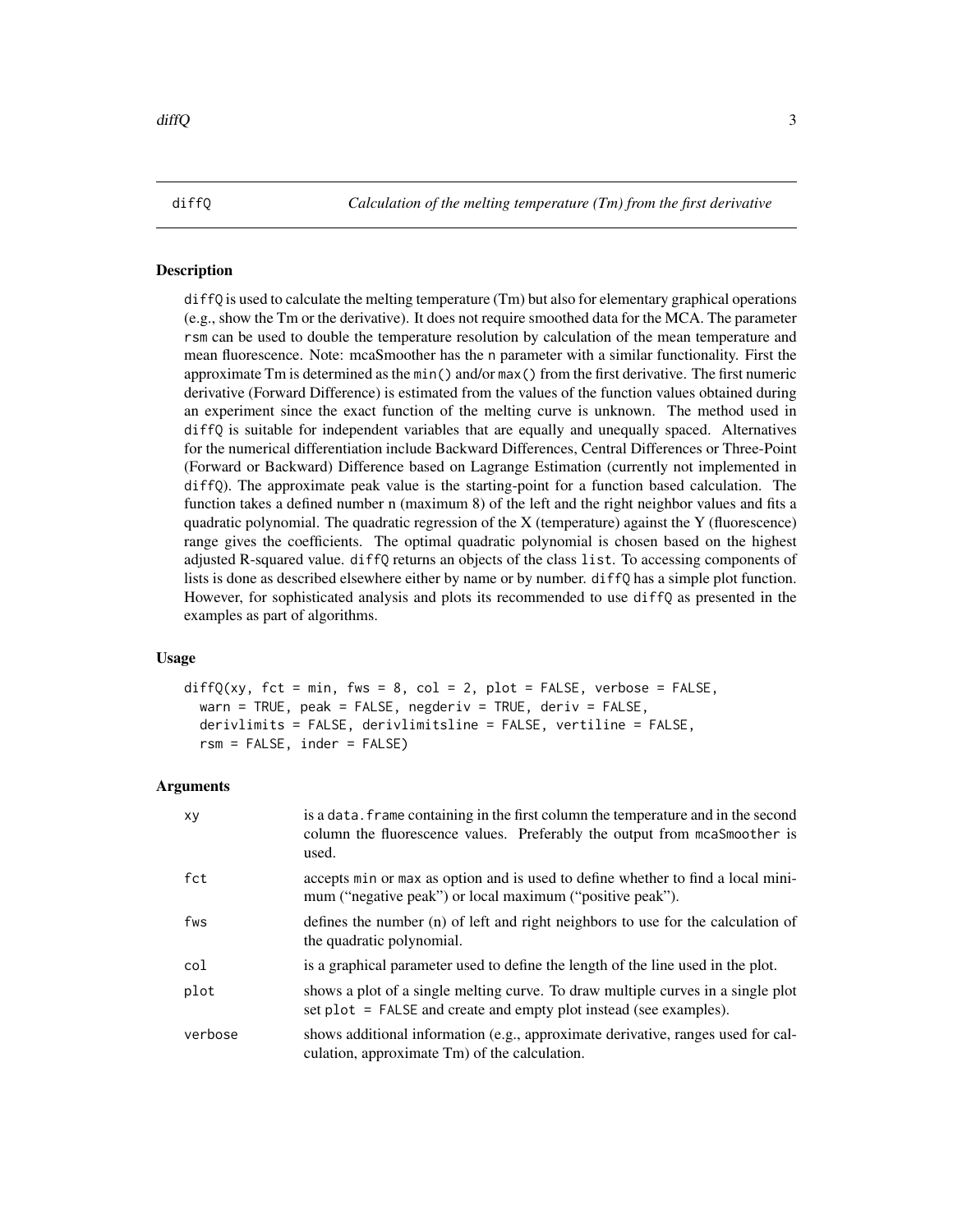# diffQ — Calculation of the melting temperature (Tm) from the first derivative

## Description

`diffQ` is used to calculate the melting temperature (Tm) but also for elementary graphical operations (e.g., show the Tm or the derivative). It does not require smoothed data for the MCA. The parameter `rsm` can be used to double the temperature resolution by calculation of the mean temperature and mean fluorescence. Note: mcaSmoother has the `n` parameter with a similar functionality. First the approximate Tm is determined as the `min()` and/or `max()` from the first derivative. The first numeric derivative (Forward Difference) is estimated from the values of the function values obtained during an experiment since the exact function of the melting curve is unknown. The method used in `diffQ` is suitable for independent variables that are equally and unequally spaced. Alternatives for the numerical differentiation include Backward Differences, Central Differences or Three-Point (Forward or Backward) Difference based on Lagrange Estimation (currently not implemented in `diffQ`). The approximate peak value is the starting-point for a function based calculation. The function takes a defined number n (maximum 8) of the left and the right neighbor values and fits a quadratic polynomial. The quadratic regression of the X (temperature) against the Y (fluorescence) range gives the coefficients. The optimal quadratic polynomial is chosen based on the highest adjusted R-squared value. `diffQ` returns an objects of the class `list`. To accessing components of lists is done as described elsewhere either by name or by number. `diffQ` has a simple plot function. However, for sophisticated analysis and plots its recommended to use `diffQ` as presented in the examples as part of algorithms.

## Usage

```
diffQ(xy, fct = min, fws = 8, col = 2, plot = FALSE, verbose = FALSE,
  warn = TRUE, peak = FALSE, negderiv = TRUE, deriv = FALSE,
  derivlimits = FALSE, derivlimitsline = FALSE, vertiline = FALSE,
  rsm = FALSE, inder = FALSE)
```

## Arguments

| Argument | Description |
|---|---|
| `xy` | is a `data.frame` containing in the first column the temperature and in the second column the fluorescence values. Preferably the output from `mcaSmoother` is used. |
| `fct` | accepts `min` or `max` as option and is used to define whether to find a local minimum ("negative peak") or local maximum ("positive peak"). |
| `fws` | defines the number (n) of left and right neighbors to use for the calculation of the quadratic polynomial. |
| `col` | is a graphical parameter used to define the length of the line used in the plot. |
| `plot` | shows a plot of a single melting curve. To draw multiple curves in a single plot set `plot = FALSE` and create and empty plot instead (see examples). |
| `verbose` | shows additional information (e.g., approximate derivative, ranges used for calculation, approximate Tm) of the calculation. |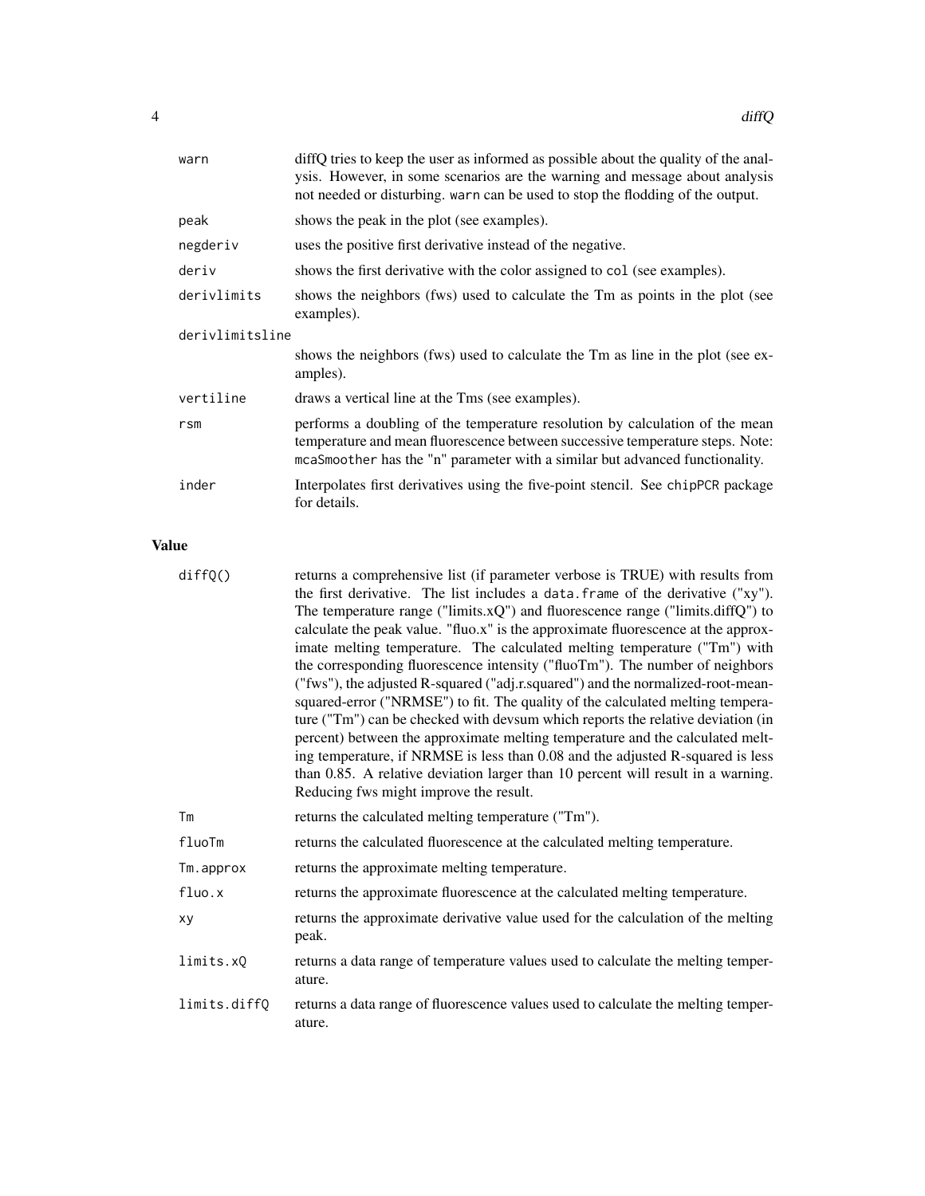| | |
|---|---|
| `warn` | diffQ tries to keep the user as informed as possible about the quality of the analysis. However, in some scenarios are the warning and message about analysis not needed or disturbing. `warn` can be used to stop the flodding of the output. |
| `peak` | shows the peak in the plot (see examples). |
| `negderiv` | uses the positive first derivative instead of the negative. |
| `deriv` | shows the first derivative with the color assigned to `col` (see examples). |
| `derivlimits` | shows the neighbors (fws) used to calculate the Tm as points in the plot (see examples). |
| `derivlimitsline` | shows the neighbors (fws) used to calculate the Tm as line in the plot (see examples). |
| `vertiline` | draws a vertical line at the Tms (see examples). |
| `rsm` | performs a doubling of the temperature resolution by calculation of the mean temperature and mean fluorescence between successive temperature steps. Note: `mcaSmoother` has the "n" parameter with a similar but advanced functionality. |
| `inder` | Interpolates first derivatives using the five-point stencil. See `chipPCR` package for details. |

## Value

| | |
|---|---|
| `diffQ()` | returns a comprehensive list (if parameter verbose is TRUE) with results from the first derivative. The list includes a `data.frame` of the derivative ("xy"). The temperature range ("limits.xQ") and fluorescence range ("limits.diffQ") to calculate the peak value. "fluo.x" is the approximate fluorescence at the approximate melting temperature. The calculated melting temperature ("Tm") with the corresponding fluorescence intensity ("fluoTm"). The number of neighbors ("fws"), the adjusted R-squared ("adj.r.squared") and the normalized-root-mean-squared-error ("NRMSE") to fit. The quality of the calculated melting temperature ("Tm") can be checked with devsum which reports the relative deviation (in percent) between the approximate melting temperature and the calculated melting temperature, if NRMSE is less than 0.08 and the adjusted R-squared is less than 0.85. A relative deviation larger than 10 percent will result in a warning. Reducing fws might improve the result. |
| `Tm` | returns the calculated melting temperature ("Tm"). |
| `fluoTm` | returns the calculated fluorescence at the calculated melting temperature. |
| `Tm.approx` | returns the approximate melting temperature. |
| `fluo.x` | returns the approximate fluorescence at the calculated melting temperature. |
| `xy` | returns the approximate derivative value used for the calculation of the melting peak. |
| `limits.xQ` | returns a data range of temperature values used to calculate the melting temperature. |
| `limits.diffQ` | returns a data range of fluorescence values used to calculate the melting temperature. |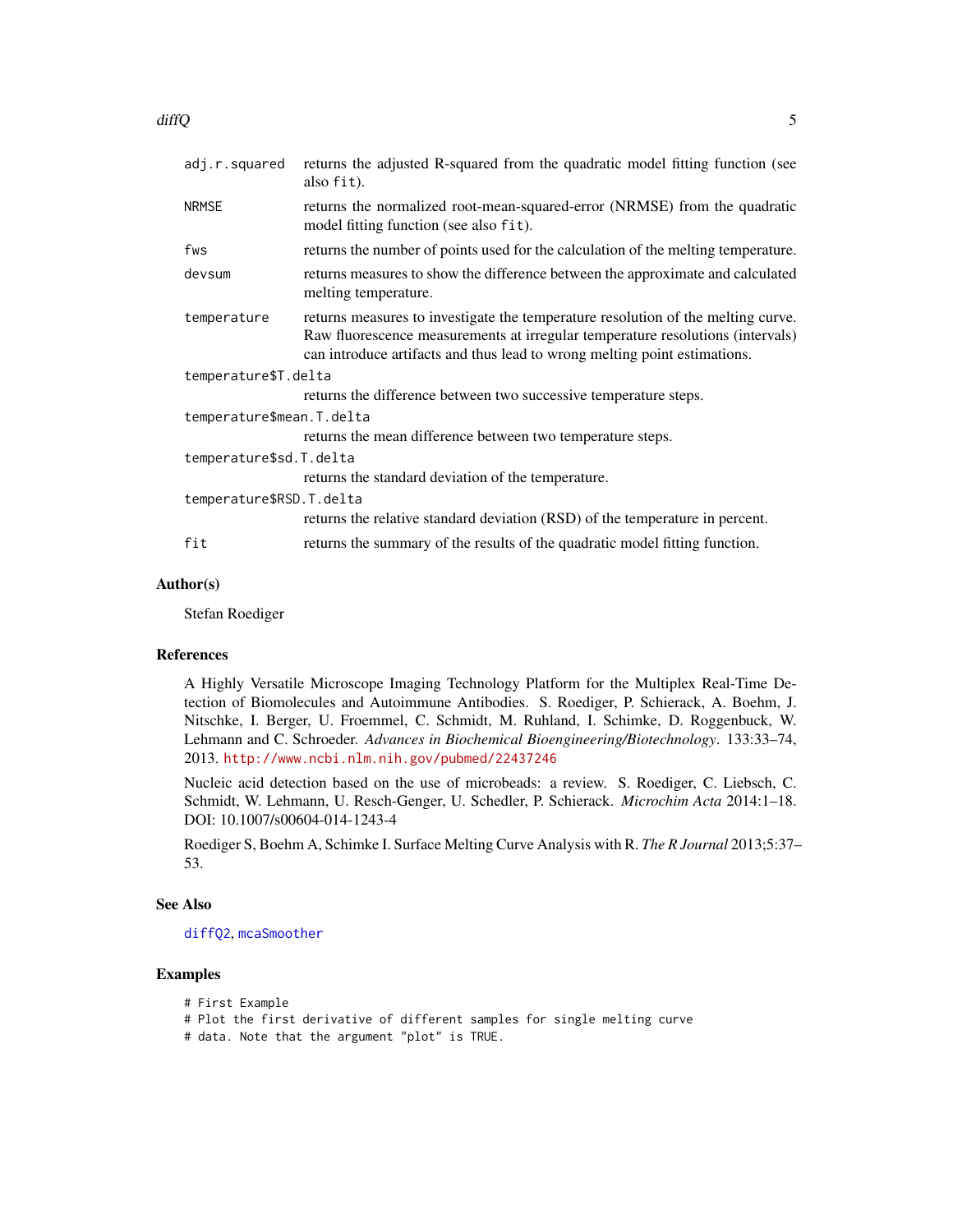| | |
|---|---|
| `adj.r.squared` | returns the adjusted R-squared from the quadratic model fitting function (see also `fit`). |
| `NRMSE` | returns the normalized root-mean-squared-error (NRMSE) from the quadratic model fitting function (see also `fit`). |
| `fws` | returns the number of points used for the calculation of the melting temperature. |
| `devsum` | returns measures to show the difference between the approximate and calculated melting temperature. |
| `temperature` | returns measures to investigate the temperature resolution of the melting curve. Raw fluorescence measurements at irregular temperature resolutions (intervals) can introduce artifacts and thus lead to wrong melting point estimations. |
| `temperature$T.delta` | returns the difference between two successive temperature steps. |
| `temperature$mean.T.delta` | returns the mean difference between two temperature steps. |
| `temperature$sd.T.delta` | returns the standard deviation of the temperature. |
| `temperature$RSD.T.delta` | returns the relative standard deviation (RSD) of the temperature in percent. |
| `fit` | returns the summary of the results of the quadratic model fitting function. |

## Author(s)

Stefan Roediger

## References

A Highly Versatile Microscope Imaging Technology Platform for the Multiplex Real-Time Detection of Biomolecules and Autoimmune Antibodies. S. Roediger, P. Schierack, A. Boehm, J. Nitschke, I. Berger, U. Froemmel, C. Schmidt, M. Ruhland, I. Schimke, D. Roggenbuck, W. Lehmann and C. Schroeder. *Advances in Biochemical Bioengineering/Biotechnology*. 133:33–74, 2013. http://www.ncbi.nlm.nih.gov/pubmed/22437246

Nucleic acid detection based on the use of microbeads: a review. S. Roediger, C. Liebsch, C. Schmidt, W. Lehmann, U. Resch-Genger, U. Schedler, P. Schierack. *Microchim Acta* 2014:1–18. DOI: 10.1007/s00604-014-1243-4

Roediger S, Boehm A, Schimke I. Surface Melting Curve Analysis with R. *The R Journal* 2013;5:37–53.

## See Also

`diffQ2`, `mcaSmoother`

## Examples

```
# First Example
# Plot the first derivative of different samples for single melting curve
# data. Note that the argument "plot" is TRUE.
```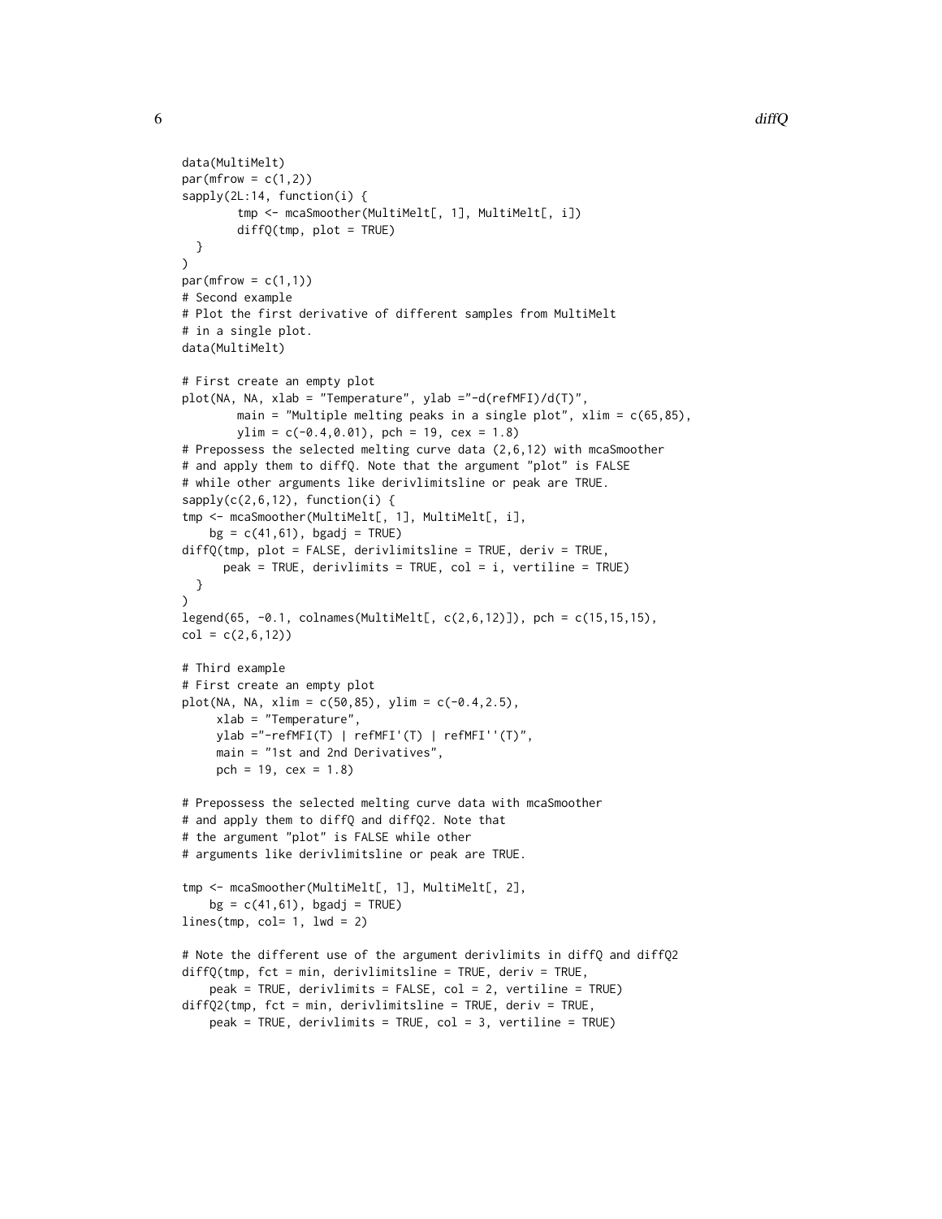```
data(MultiMelt)
par(mfrow = c(1,2))
sapply(2L:14, function(i) {
        tmp <- mcaSmoother(MultiMelt[, 1], MultiMelt[, i])
        diffQ(tmp, plot = TRUE)
  }
)
par(mfrow = c(1,1))
# Second example
# Plot the first derivative of different samples from MultiMelt
# in a single plot.
data(MultiMelt)

# First create an empty plot
plot(NA, NA, xlab = "Temperature", ylab ="-d(refMFI)/d(T)",
        main = "Multiple melting peaks in a single plot", xlim = c(65,85),
        ylim = c(-0.4,0.01), pch = 19, cex = 1.8)
# Prepossess the selected melting curve data (2,6,12) with mcaSmoother
# and apply them to diffQ. Note that the argument "plot" is FALSE
# while other arguments like derivlimitsline or peak are TRUE.
sapply(c(2,6,12), function(i) {
tmp <- mcaSmoother(MultiMelt[, 1], MultiMelt[, i],
    bg = c(41,61), bgadj = TRUE)
diffQ(tmp, plot = FALSE, derivlimitsline = TRUE, deriv = TRUE,
      peak = TRUE, derivlimits = TRUE, col = i, vertiline = TRUE)
  }
)
legend(65, -0.1, colnames(MultiMelt[, c(2,6,12)]), pch = c(15,15,15),
col = c(2,6,12))

# Third example
# First create an empty plot
plot(NA, NA, xlim = c(50,85), ylim = c(-0.4,2.5),
     xlab = "Temperature",
     ylab ="-refMFI(T) | refMFI'(T) | refMFI''(T)",
     main = "1st and 2nd Derivatives",
     pch = 19, cex = 1.8)

# Prepossess the selected melting curve data with mcaSmoother
# and apply them to diffQ and diffQ2. Note that
# the argument "plot" is FALSE while other
# arguments like derivlimitsline or peak are TRUE.

tmp <- mcaSmoother(MultiMelt[, 1], MultiMelt[, 2],
    bg = c(41,61), bgadj = TRUE)
lines(tmp, col= 1, lwd = 2)

# Note the different use of the argument derivlimits in diffQ and diffQ2
diffQ(tmp, fct = min, derivlimitsline = TRUE, deriv = TRUE,
    peak = TRUE, derivlimits = FALSE, col = 2, vertiline = TRUE)
diffQ2(tmp, fct = min, derivlimitsline = TRUE, deriv = TRUE,
    peak = TRUE, derivlimits = TRUE, col = 3, vertiline = TRUE)
```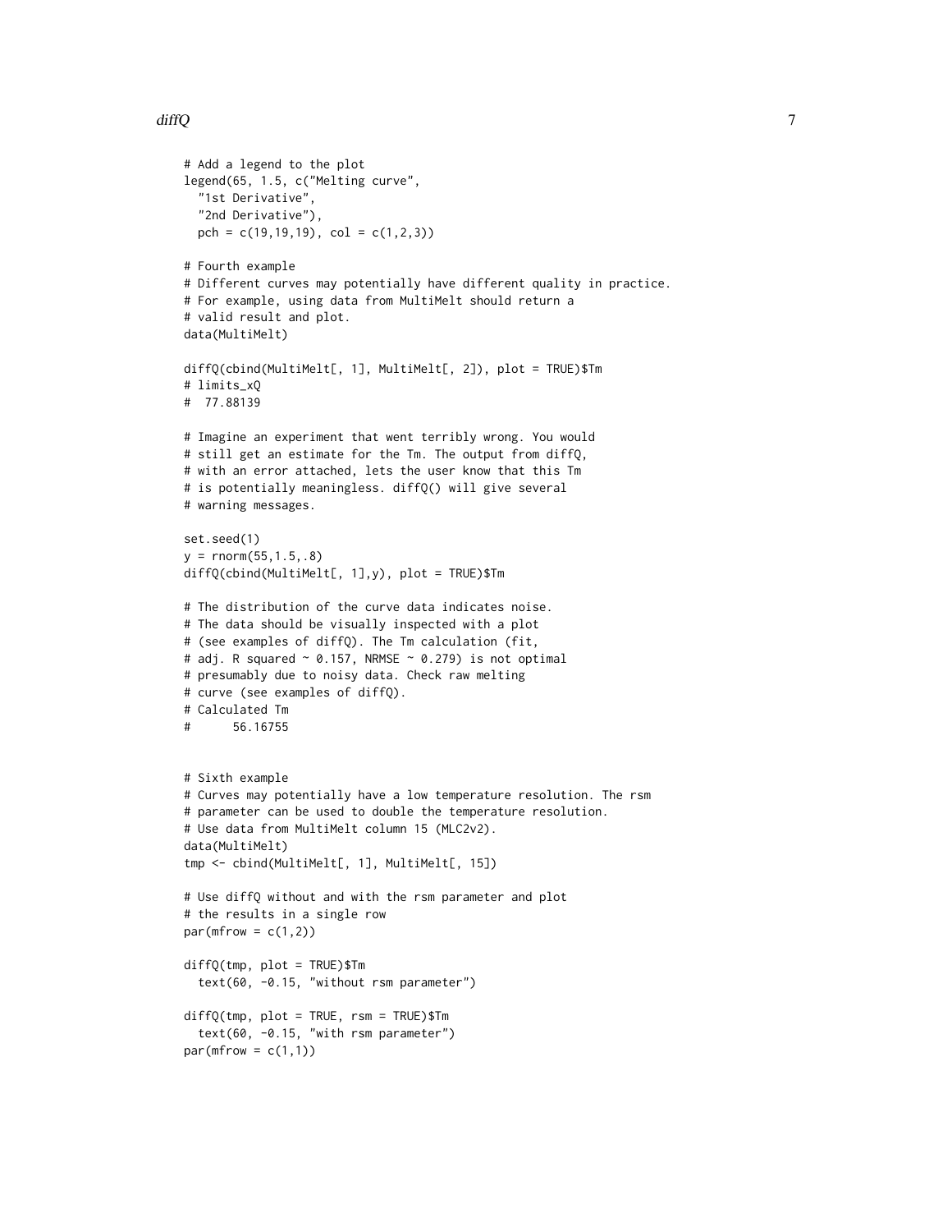```
# Add a legend to the plot
legend(65, 1.5, c("Melting curve",
  "1st Derivative",
  "2nd Derivative"),
  pch = c(19,19,19), col = c(1,2,3))

# Fourth example
# Different curves may potentially have different quality in practice.
# For example, using data from MultiMelt should return a
# valid result and plot.
data(MultiMelt)

diffQ(cbind(MultiMelt[, 1], MultiMelt[, 2]), plot = TRUE)$Tm
# limits_xQ
#  77.88139

# Imagine an experiment that went terribly wrong. You would
# still get an estimate for the Tm. The output from diffQ,
# with an error attached, lets the user know that this Tm
# is potentially meaningless. diffQ() will give several
# warning messages.

set.seed(1)
y = rnorm(55,1.5,.8)
diffQ(cbind(MultiMelt[, 1],y), plot = TRUE)$Tm

# The distribution of the curve data indicates noise.
# The data should be visually inspected with a plot
# (see examples of diffQ). The Tm calculation (fit,
# adj. R squared ~ 0.157, NRMSE ~ 0.279) is not optimal
# presumably due to noisy data. Check raw melting
# curve (see examples of diffQ).
# Calculated Tm
#      56.16755


# Sixth example
# Curves may potentially have a low temperature resolution. The rsm
# parameter can be used to double the temperature resolution.
# Use data from MultiMelt column 15 (MLC2v2).
data(MultiMelt)
tmp <- cbind(MultiMelt[, 1], MultiMelt[, 15])

# Use diffQ without and with the rsm parameter and plot
# the results in a single row
par(mfrow = c(1,2))

diffQ(tmp, plot = TRUE)$Tm
  text(60, -0.15, "without rsm parameter")

diffQ(tmp, plot = TRUE, rsm = TRUE)$Tm
  text(60, -0.15, "with rsm parameter")
par(mfrow = c(1,1))
```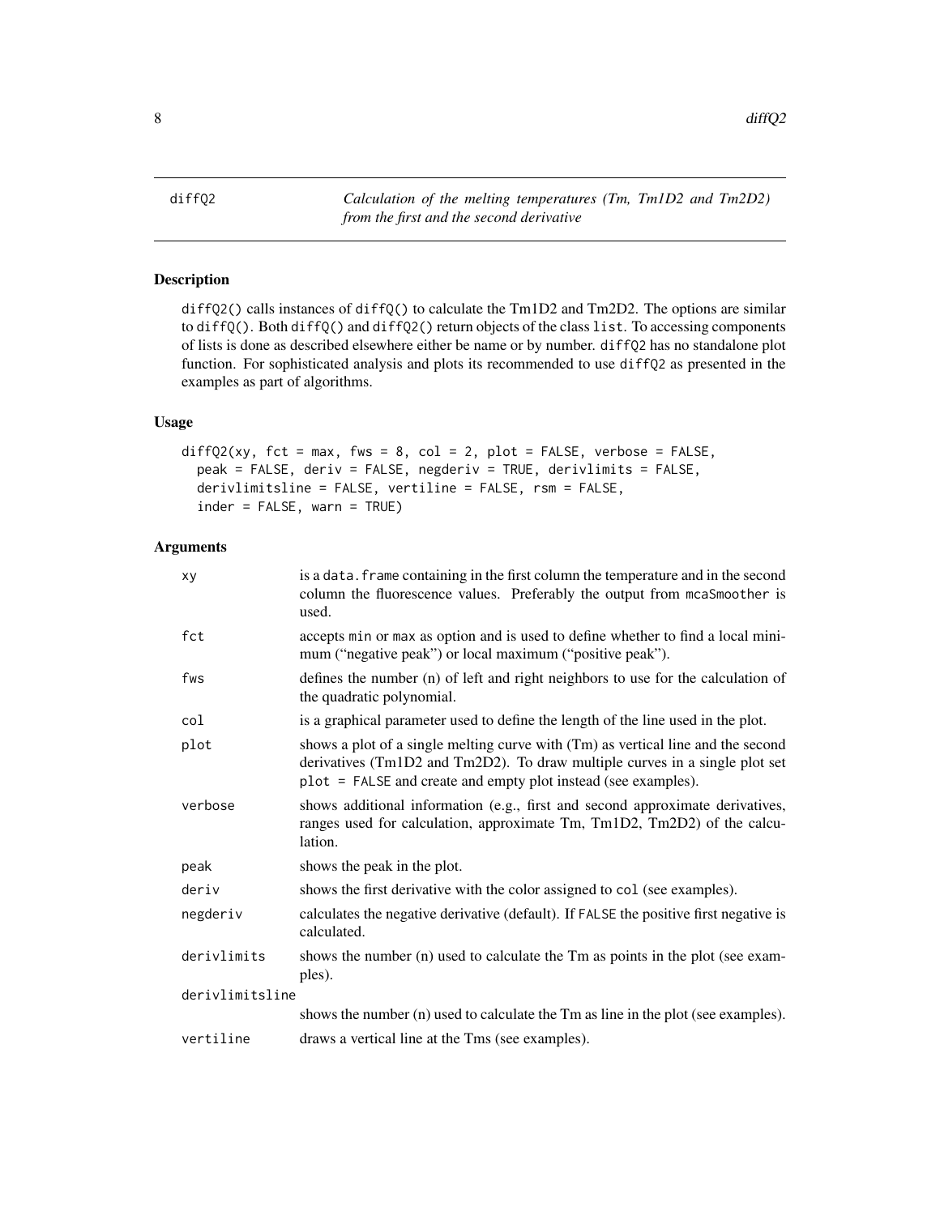# diffQ2

*Calculation of the melting temperatures (Tm, Tm1D2 and Tm2D2) from the first and the second derivative*

## Description

diffQ2() calls instances of diffQ() to calculate the Tm1D2 and Tm2D2. The options are similar to diffQ(). Both diffQ() and diffQ2() return objects of the class list. To accessing components of lists is done as described elsewhere either be name or by number. diffQ2 has no standalone plot function. For sophisticated analysis and plots its recommended to use diffQ2 as presented in the examples as part of algorithms.

## Usage

```
diffQ2(xy, fct = max, fws = 8, col = 2, plot = FALSE, verbose = FALSE,
  peak = FALSE, deriv = FALSE, negderiv = TRUE, derivlimits = FALSE,
  derivlimitsline = FALSE, vertiline = FALSE, rsm = FALSE,
  inder = FALSE, warn = TRUE)
```

## Arguments

| Argument | Description |
|---|---|
| xy | is a data.frame containing in the first column the temperature and in the second column the fluorescence values. Preferably the output from mcaSmoother is used. |
| fct | accepts min or max as option and is used to define whether to find a local minimum ("negative peak") or local maximum ("positive peak"). |
| fws | defines the number (n) of left and right neighbors to use for the calculation of the quadratic polynomial. |
| col | is a graphical parameter used to define the length of the line used in the plot. |
| plot | shows a plot of a single melting curve with (Tm) as vertical line and the second derivatives (Tm1D2 and Tm2D2). To draw multiple curves in a single plot set plot = FALSE and create and empty plot instead (see examples). |
| verbose | shows additional information (e.g., first and second approximate derivatives, ranges used for calculation, approximate Tm, Tm1D2, Tm2D2) of the calculation. |
| peak | shows the peak in the plot. |
| deriv | shows the first derivative with the color assigned to col (see examples). |
| negderiv | calculates the negative derivative (default). If FALSE the positive first negative is calculated. |
| derivlimits | shows the number (n) used to calculate the Tm as points in the plot (see examples). |
| derivlimitsline | shows the number (n) used to calculate the Tm as line in the plot (see examples). |
| vertiline | draws a vertical line at the Tms (see examples). |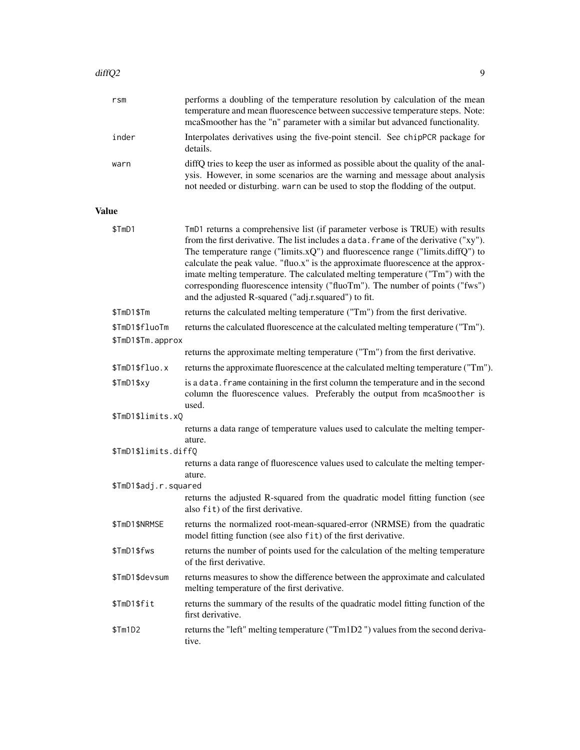| | |
|---|---|
| `rsm` | performs a doubling of the temperature resolution by calculation of the mean temperature and mean fluorescence between successive temperature steps. Note: mcaSmoother has the "n" parameter with a similar but advanced functionality. |
| `inder` | Interpolates derivatives using the five-point stencil. See `chipPCR` package for details. |
| `warn` | diffQ tries to keep the user as informed as possible about the quality of the analysis. However, in some scenarios are the warning and message about analysis not needed or disturbing. `warn` can be used to stop the flodding of the output. |

## Value

| | |
|---|---|
| `$TmD1` | `TmD1` returns a comprehensive list (if parameter verbose is TRUE) with results from the first derivative. The list includes a `data.frame` of the derivative ("xy"). The temperature range ("limits.xQ") and fluorescence range ("limits.diffQ") to calculate the peak value. "fluo.x" is the approximate fluorescence at the approximate melting temperature. The calculated melting temperature ("Tm") with the corresponding fluorescence intensity ("fluoTm"). The number of points ("fws") and the adjusted R-squared ("adj.r.squared") to fit. |
| `$TmD1$Tm` | returns the calculated melting temperature ("Tm") from the first derivative. |
| `$TmD1$fluoTm` | returns the calculated fluorescence at the calculated melting temperature ("Tm"). |
| `$TmD1$Tm.approx` | returns the approximate melting temperature ("Tm") from the first derivative. |
| `$TmD1$fluo.x` | returns the approximate fluorescence at the calculated melting temperature ("Tm"). |
| `$TmD1$xy` | is a `data.frame` containing in the first column the temperature and in the second column the fluorescence values. Preferably the output from `mcaSmoother` is used. |
| `$TmD1$limits.xQ` | returns a data range of temperature values used to calculate the melting temperature. |
| `$TmD1$limits.diffQ` | returns a data range of fluorescence values used to calculate the melting temperature. |
| `$TmD1$adj.r.squared` | returns the adjusted R-squared from the quadratic model fitting function (see also `fit`) of the first derivative. |
| `$TmD1$NRMSE` | returns the normalized root-mean-squared-error (NRMSE) from the quadratic model fitting function (see also `fit`) of the first derivative. |
| `$TmD1$fws` | returns the number of points used for the calculation of the melting temperature of the first derivative. |
| `$TmD1$devsum` | returns measures to show the difference between the approximate and calculated melting temperature of the first derivative. |
| `$TmD1$fit` | returns the summary of the results of the quadratic model fitting function of the first derivative. |
| `$Tm1D2` | returns the "left" melting temperature ("Tm1D2 ") values from the second derivative. |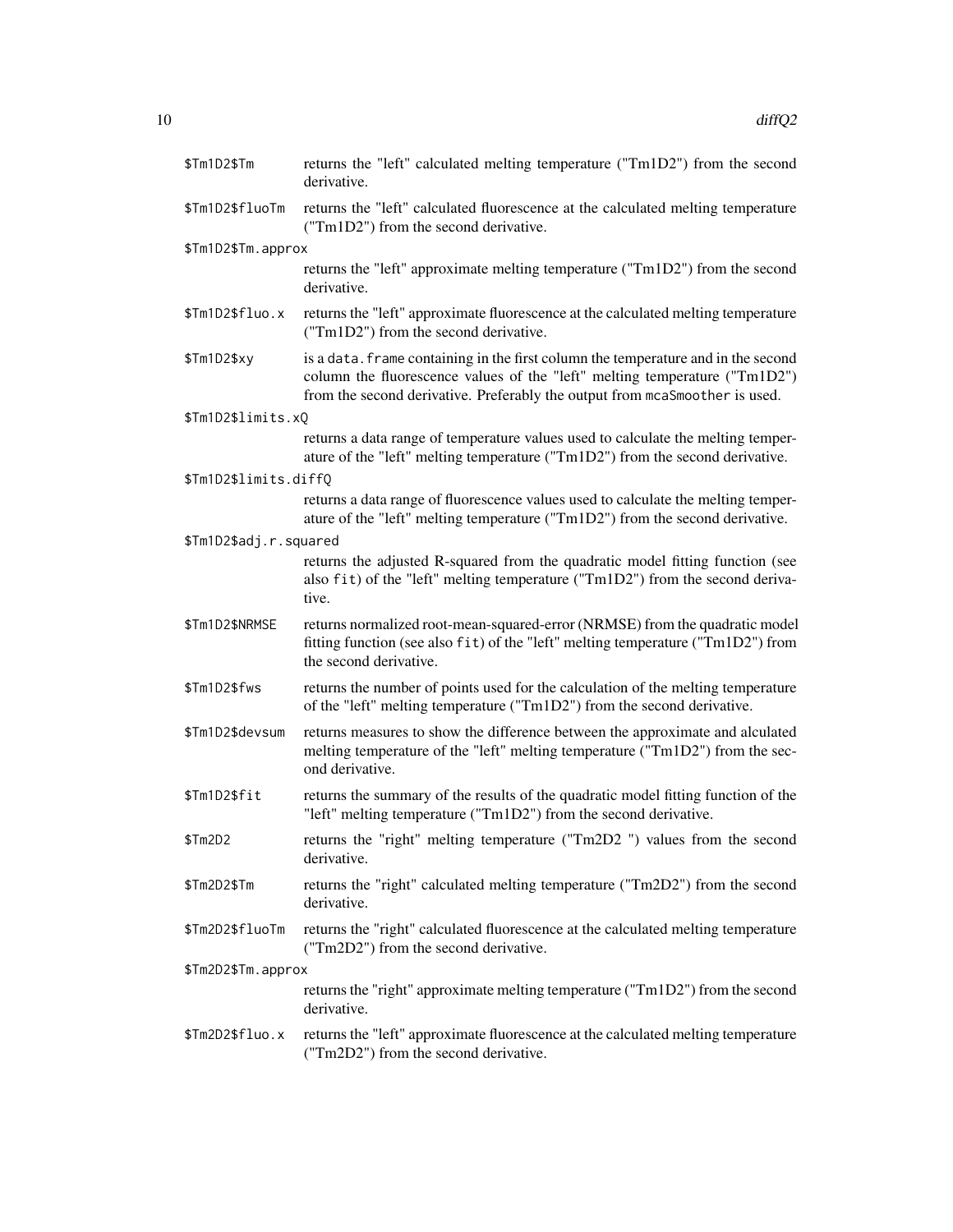`$Tm1D2$Tm` returns the "left" calculated melting temperature ("Tm1D2") from the second derivative.

`$Tm1D2$fluoTm` returns the "left" calculated fluorescence at the calculated melting temperature ("Tm1D2") from the second derivative.

`$Tm1D2$Tm.approx`
: returns the "left" approximate melting temperature ("Tm1D2") from the second derivative.

`$Tm1D2$fluo.x` returns the "left" approximate fluorescence at the calculated melting temperature ("Tm1D2") from the second derivative.

`$Tm1D2$xy` is a `data.frame` containing in the first column the temperature and in the second column the fluorescence values of the "left" melting temperature ("Tm1D2") from the second derivative. Preferably the output from `mcaSmoother` is used.

`$Tm1D2$limits.xQ`
: returns a data range of temperature values used to calculate the melting temperature of the "left" melting temperature ("Tm1D2") from the second derivative.

`$Tm1D2$limits.diffQ`
: returns a data range of fluorescence values used to calculate the melting temperature of the "left" melting temperature ("Tm1D2") from the second derivative.

`$Tm1D2$adj.r.squared`
: returns the adjusted R-squared from the quadratic model fitting function (see also `fit`) of the "left" melting temperature ("Tm1D2") from the second derivative.

`$Tm1D2$NRMSE` returns normalized root-mean-squared-error (NRMSE) from the quadratic model fitting function (see also `fit`) of the "left" melting temperature ("Tm1D2") from the second derivative.

`$Tm1D2$fws` returns the number of points used for the calculation of the melting temperature of the "left" melting temperature ("Tm1D2") from the second derivative.

`$Tm1D2$devsum` returns measures to show the difference between the approximate and alculated melting temperature of the "left" melting temperature ("Tm1D2") from the second derivative.

`$Tm1D2$fit` returns the summary of the results of the quadratic model fitting function of the "left" melting temperature ("Tm1D2") from the second derivative.

`$Tm2D2` returns the "right" melting temperature ("Tm2D2 ") values from the second derivative.

`$Tm2D2$Tm` returns the "right" calculated melting temperature ("Tm2D2") from the second derivative.

`$Tm2D2$fluoTm` returns the "right" calculated fluorescence at the calculated melting temperature ("Tm2D2") from the second derivative.

`$Tm2D2$Tm.approx`
: returns the "right" approximate melting temperature ("Tm1D2") from the second derivative.

`$Tm2D2$fluo.x` returns the "left" approximate fluorescence at the calculated melting temperature ("Tm2D2") from the second derivative.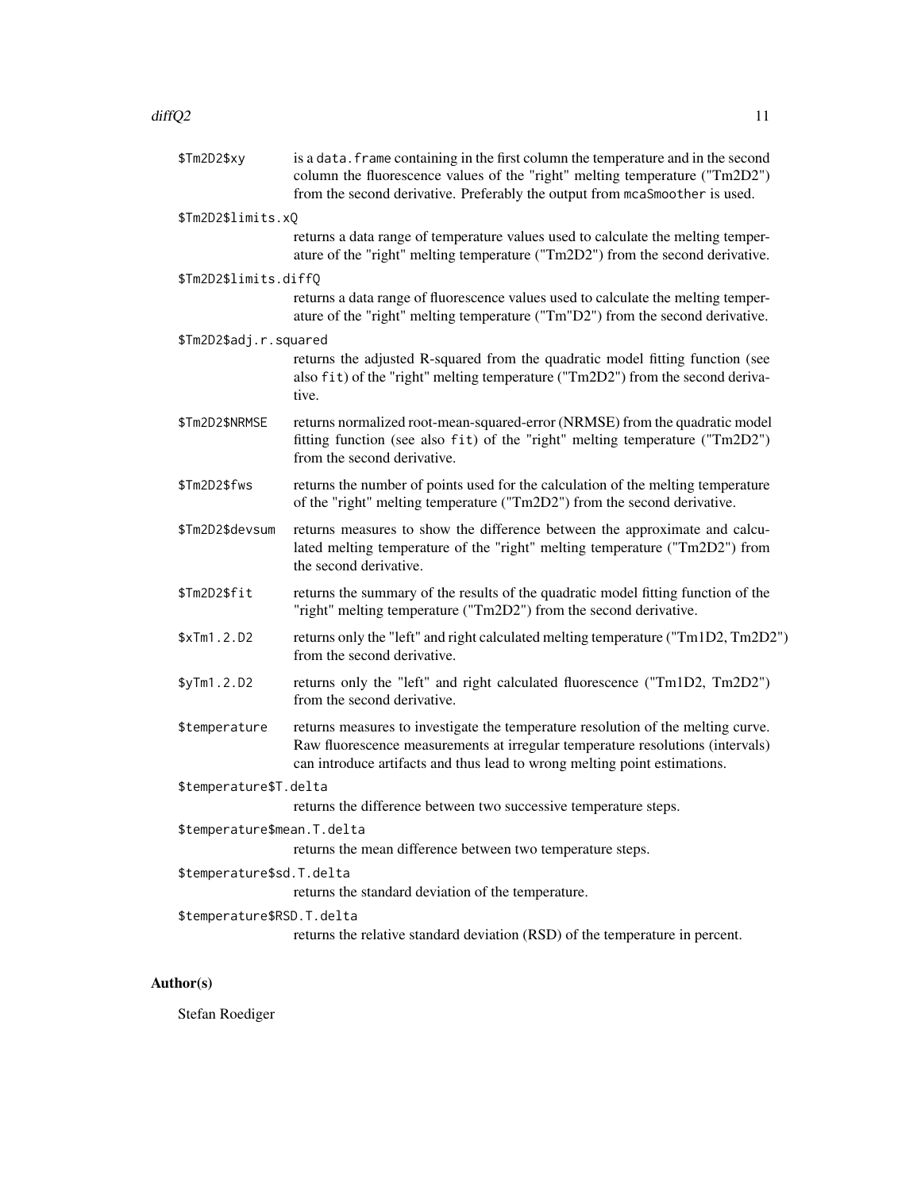`$Tm2D2$xy` is a `data.frame` containing in the first column the temperature and in the second column the fluorescence values of the "right" melting temperature ("Tm2D2") from the second derivative. Preferably the output from `mcaSmoother` is used.

`$Tm2D2$limits.xQ`
: returns a data range of temperature values used to calculate the melting temperature of the "right" melting temperature ("Tm2D2") from the second derivative.

`$Tm2D2$limits.diffQ`
: returns a data range of fluorescence values used to calculate the melting temperature of the "right" melting temperature ("Tm"D2") from the second derivative.

`$Tm2D2$adj.r.squared`
: returns the adjusted R-squared from the quadratic model fitting function (see also `fit`) of the "right" melting temperature ("Tm2D2") from the second derivative.

`$Tm2D2$NRMSE` returns normalized root-mean-squared-error (NRMSE) from the quadratic model fitting function (see also `fit`) of the "right" melting temperature ("Tm2D2") from the second derivative.

`$Tm2D2$fws` returns the number of points used for the calculation of the melting temperature of the "right" melting temperature ("Tm2D2") from the second derivative.

`$Tm2D2$devsum` returns measures to show the difference between the approximate and calculated melting temperature of the "right" melting temperature ("Tm2D2") from the second derivative.

`$Tm2D2$fit` returns the summary of the results of the quadratic model fitting function of the "right" melting temperature ("Tm2D2") from the second derivative.

`$xTm1.2.D2` returns only the "left" and right calculated melting temperature ("Tm1D2, Tm2D2") from the second derivative.

`$yTm1.2.D2` returns only the "left" and right calculated fluorescence ("Tm1D2, Tm2D2") from the second derivative.

`$temperature` returns measures to investigate the temperature resolution of the melting curve. Raw fluorescence measurements at irregular temperature resolutions (intervals) can introduce artifacts and thus lead to wrong melting point estimations.

`$temperature$T.delta`
: returns the difference between two successive temperature steps.

`$temperature$mean.T.delta`
: returns the mean difference between two temperature steps.

`$temperature$sd.T.delta`
: returns the standard deviation of the temperature.

`$temperature$RSD.T.delta`
: returns the relative standard deviation (RSD) of the temperature in percent.

## Author(s)

Stefan Roediger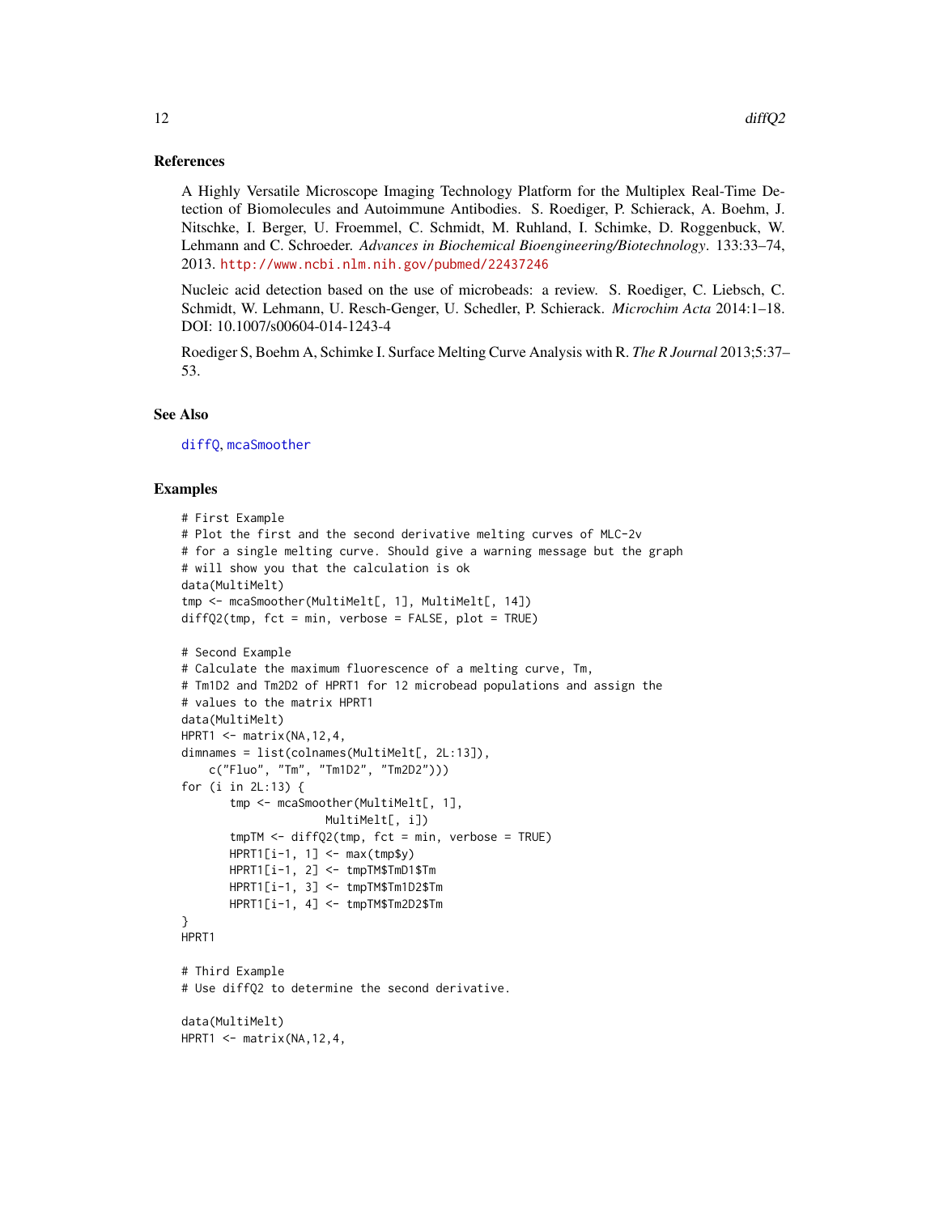## References

A Highly Versatile Microscope Imaging Technology Platform for the Multiplex Real-Time Detection of Biomolecules and Autoimmune Antibodies. S. Roediger, P. Schierack, A. Boehm, J. Nitschke, I. Berger, U. Froemmel, C. Schmidt, M. Ruhland, I. Schimke, D. Roggenbuck, W. Lehmann and C. Schroeder. *Advances in Biochemical Bioengineering/Biotechnology*. 133:33–74, 2013. http://www.ncbi.nlm.nih.gov/pubmed/22437246

Nucleic acid detection based on the use of microbeads: a review. S. Roediger, C. Liebsch, C. Schmidt, W. Lehmann, U. Resch-Genger, U. Schedler, P. Schierack. *Microchim Acta* 2014:1–18. DOI: 10.1007/s00604-014-1243-4

Roediger S, Boehm A, Schimke I. Surface Melting Curve Analysis with R. *The R Journal* 2013;5:37–53.

## See Also

diffQ, mcaSmoother

## Examples

```
# First Example
# Plot the first and the second derivative melting curves of MLC-2v
# for a single melting curve. Should give a warning message but the graph
# will show you that the calculation is ok
data(MultiMelt)
tmp <- mcaSmoother(MultiMelt[, 1], MultiMelt[, 14])
diffQ2(tmp, fct = min, verbose = FALSE, plot = TRUE)

# Second Example
# Calculate the maximum fluorescence of a melting curve, Tm,
# Tm1D2 and Tm2D2 of HPRT1 for 12 microbead populations and assign the
# values to the matrix HPRT1
data(MultiMelt)
HPRT1 <- matrix(NA,12,4,
dimnames = list(colnames(MultiMelt[, 2L:13]),
    c("Fluo", "Tm", "Tm1D2", "Tm2D2")))
for (i in 2L:13) {
       tmp <- mcaSmoother(MultiMelt[, 1],
                    MultiMelt[, i])
       tmpTM <- diffQ2(tmp, fct = min, verbose = TRUE)
       HPRT1[i-1, 1] <- max(tmp$y)
       HPRT1[i-1, 2] <- tmpTM$TmD1$Tm
       HPRT1[i-1, 3] <- tmpTM$Tm1D2$Tm
       HPRT1[i-1, 4] <- tmpTM$Tm2D2$Tm
}
HPRT1

# Third Example
# Use diffQ2 to determine the second derivative.

data(MultiMelt)
HPRT1 <- matrix(NA,12,4,
```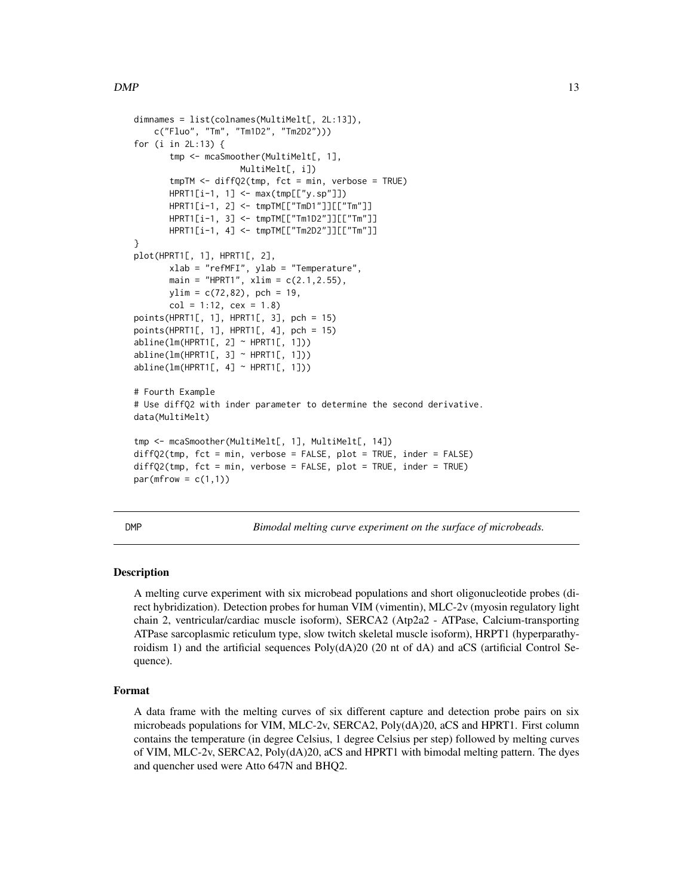```
dimnames = list(colnames(MultiMelt[, 2L:13]),
    c("Fluo", "Tm", "Tm1D2", "Tm2D2")))
for (i in 2L:13) {
       tmp <- mcaSmoother(MultiMelt[, 1],
                    MultiMelt[, i])
       tmpTM <- diffQ2(tmp, fct = min, verbose = TRUE)
       HPRT1[i-1, 1] <- max(tmp[["y.sp"]])
       HPRT1[i-1, 2] <- tmpTM[["TmD1"]][["Tm"]]
       HPRT1[i-1, 3] <- tmpTM[["Tm1D2"]][["Tm"]]
       HPRT1[i-1, 4] <- tmpTM[["Tm2D2"]][["Tm"]]
}
plot(HPRT1[, 1], HPRT1[, 2],
       xlab = "refMFI", ylab = "Temperature",
       main = "HPRT1", xlim = c(2.1,2.55),
       ylim = c(72,82), pch = 19,
       col = 1:12, cex = 1.8)
points(HPRT1[, 1], HPRT1[, 3], pch = 15)
points(HPRT1[, 1], HPRT1[, 4], pch = 15)
abline(lm(HPRT1[, 2] ~ HPRT1[, 1]))
abline(lm(HPRT1[, 3] ~ HPRT1[, 1]))
abline(lm(HPRT1[, 4] ~ HPRT1[, 1]))

# Fourth Example
# Use diffQ2 with inder parameter to determine the second derivative.
data(MultiMelt)

tmp <- mcaSmoother(MultiMelt[, 1], MultiMelt[, 14])
diffQ2(tmp, fct = min, verbose = FALSE, plot = TRUE, inder = FALSE)
diffQ2(tmp, fct = min, verbose = FALSE, plot = TRUE, inder = TRUE)
par(mfrow = c(1,1))
```

---

DMP — *Bimodal melting curve experiment on the surface of microbeads.*

---

## Description

A melting curve experiment with six microbead populations and short oligonucleotide probes (direct hybridization). Detection probes for human VIM (vimentin), MLC-2v (myosin regulatory light chain 2, ventricular/cardiac muscle isoform), SERCA2 (Atp2a2 - ATPase, Calcium-transporting ATPase sarcoplasmic reticulum type, slow twitch skeletal muscle isoform), HRPT1 (hyperparathyroidism 1) and the artificial sequences Poly(dA)20 (20 nt of dA) and aCS (artificial Control Sequence).

## Format

A data frame with the melting curves of six different capture and detection probe pairs on six microbeads populations for VIM, MLC-2v, SERCA2, Poly(dA)20, aCS and HPRT1. First column contains the temperature (in degree Celsius, 1 degree Celsius per step) followed by melting curves of VIM, MLC-2v, SERCA2, Poly(dA)20, aCS and HPRT1 with bimodal melting pattern. The dyes and quencher used were Atto 647N and BHQ2.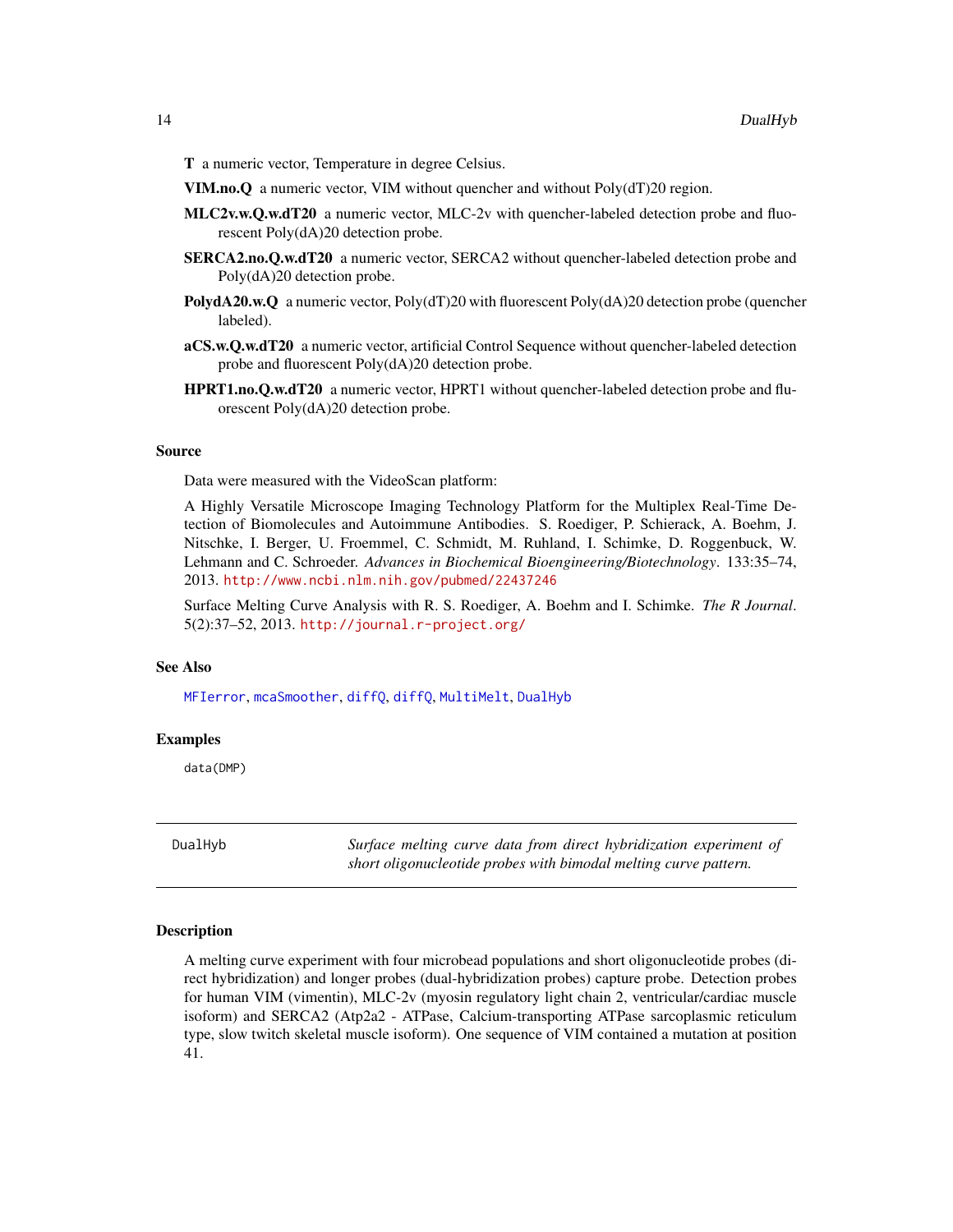**T** a numeric vector, Temperature in degree Celsius.

**VIM.no.Q** a numeric vector, VIM without quencher and without Poly(dT)20 region.

**MLC2v.w.Q.w.dT20** a numeric vector, MLC-2v with quencher-labeled detection probe and fluorescent Poly(dA)20 detection probe.

**SERCA2.no.Q.w.dT20** a numeric vector, SERCA2 without quencher-labeled detection probe and Poly(dA)20 detection probe.

**PolydA20.w.Q** a numeric vector, Poly(dT)20 with fluorescent Poly(dA)20 detection probe (quencher labeled).

**aCS.w.Q.w.dT20** a numeric vector, artificial Control Sequence without quencher-labeled detection probe and fluorescent Poly(dA)20 detection probe.

**HPRT1.no.Q.w.dT20** a numeric vector, HPRT1 without quencher-labeled detection probe and fluorescent Poly(dA)20 detection probe.

### Source

Data were measured with the VideoScan platform:

A Highly Versatile Microscope Imaging Technology Platform for the Multiplex Real-Time Detection of Biomolecules and Autoimmune Antibodies. S. Roediger, P. Schierack, A. Boehm, J. Nitschke, I. Berger, U. Froemmel, C. Schmidt, M. Ruhland, I. Schimke, D. Roggenbuck, W. Lehmann and C. Schroeder. *Advances in Biochemical Bioengineering/Biotechnology*. 133:35–74, 2013. http://www.ncbi.nlm.nih.gov/pubmed/22437246

Surface Melting Curve Analysis with R. S. Roediger, A. Boehm and I. Schimke. *The R Journal*. 5(2):37–52, 2013. http://journal.r-project.org/

### See Also

MFIerror, mcaSmoother, diffQ, diffQ, MultiMelt, DualHyb

### Examples

```
data(DMP)
```

---

## DualHyb — *Surface melting curve data from direct hybridization experiment of short oligonucleotide probes with bimodal melting curve pattern.*

---

### Description

A melting curve experiment with four microbead populations and short oligonucleotide probes (direct hybridization) and longer probes (dual-hybridization probes) capture probe. Detection probes for human VIM (vimentin), MLC-2v (myosin regulatory light chain 2, ventricular/cardiac muscle isoform) and SERCA2 (Atp2a2 - ATPase, Calcium-transporting ATPase sarcoplasmic reticulum type, slow twitch skeletal muscle isoform). One sequence of VIM contained a mutation at position 41.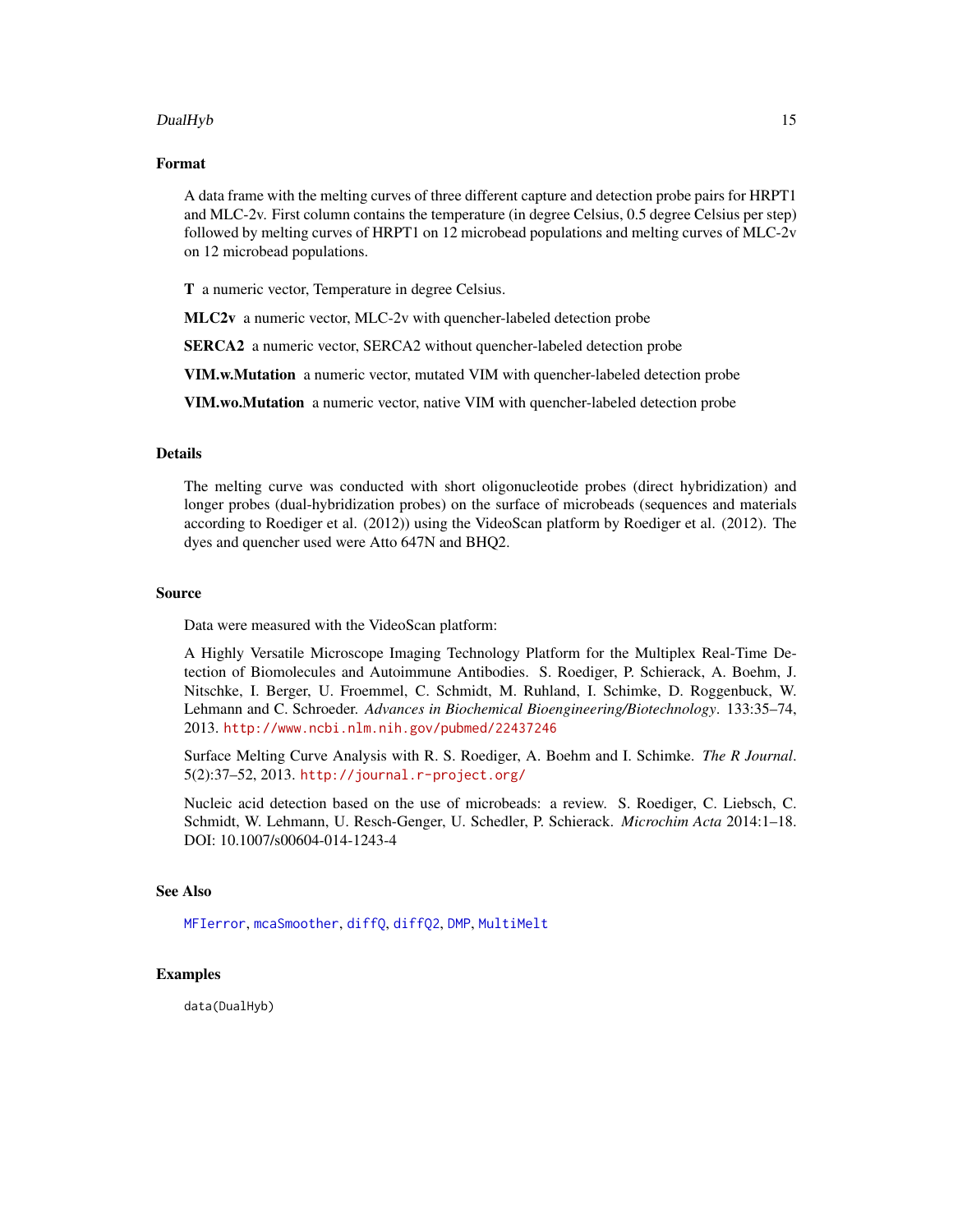### Format

A data frame with the melting curves of three different capture and detection probe pairs for HRPT1 and MLC-2v. First column contains the temperature (in degree Celsius, 0.5 degree Celsius per step) followed by melting curves of HRPT1 on 12 microbead populations and melting curves of MLC-2v on 12 microbead populations.

**T** a numeric vector, Temperature in degree Celsius.

**MLC2v** a numeric vector, MLC-2v with quencher-labeled detection probe

**SERCA2** a numeric vector, SERCA2 without quencher-labeled detection probe

**VIM.w.Mutation** a numeric vector, mutated VIM with quencher-labeled detection probe

**VIM.wo.Mutation** a numeric vector, native VIM with quencher-labeled detection probe

### Details

The melting curve was conducted with short oligonucleotide probes (direct hybridization) and longer probes (dual-hybridization probes) on the surface of microbeads (sequences and materials according to Roediger et al. (2012)) using the VideoScan platform by Roediger et al. (2012). The dyes and quencher used were Atto 647N and BHQ2.

### Source

Data were measured with the VideoScan platform:

A Highly Versatile Microscope Imaging Technology Platform for the Multiplex Real-Time Detection of Biomolecules and Autoimmune Antibodies. S. Roediger, P. Schierack, A. Boehm, J. Nitschke, I. Berger, U. Froemmel, C. Schmidt, M. Ruhland, I. Schimke, D. Roggenbuck, W. Lehmann and C. Schroeder. *Advances in Biochemical Bioengineering/Biotechnology*. 133:35–74, 2013. http://www.ncbi.nlm.nih.gov/pubmed/22437246

Surface Melting Curve Analysis with R. S. Roediger, A. Boehm and I. Schimke. *The R Journal*. 5(2):37–52, 2013. http://journal.r-project.org/

Nucleic acid detection based on the use of microbeads: a review. S. Roediger, C. Liebsch, C. Schmidt, W. Lehmann, U. Resch-Genger, U. Schedler, P. Schierack. *Microchim Acta* 2014:1–18. DOI: 10.1007/s00604-014-1243-4

### See Also

MFIerror, mcaSmoother, diffQ, diffQ2, DMP, MultiMelt

### Examples

```
data(DualHyb)
```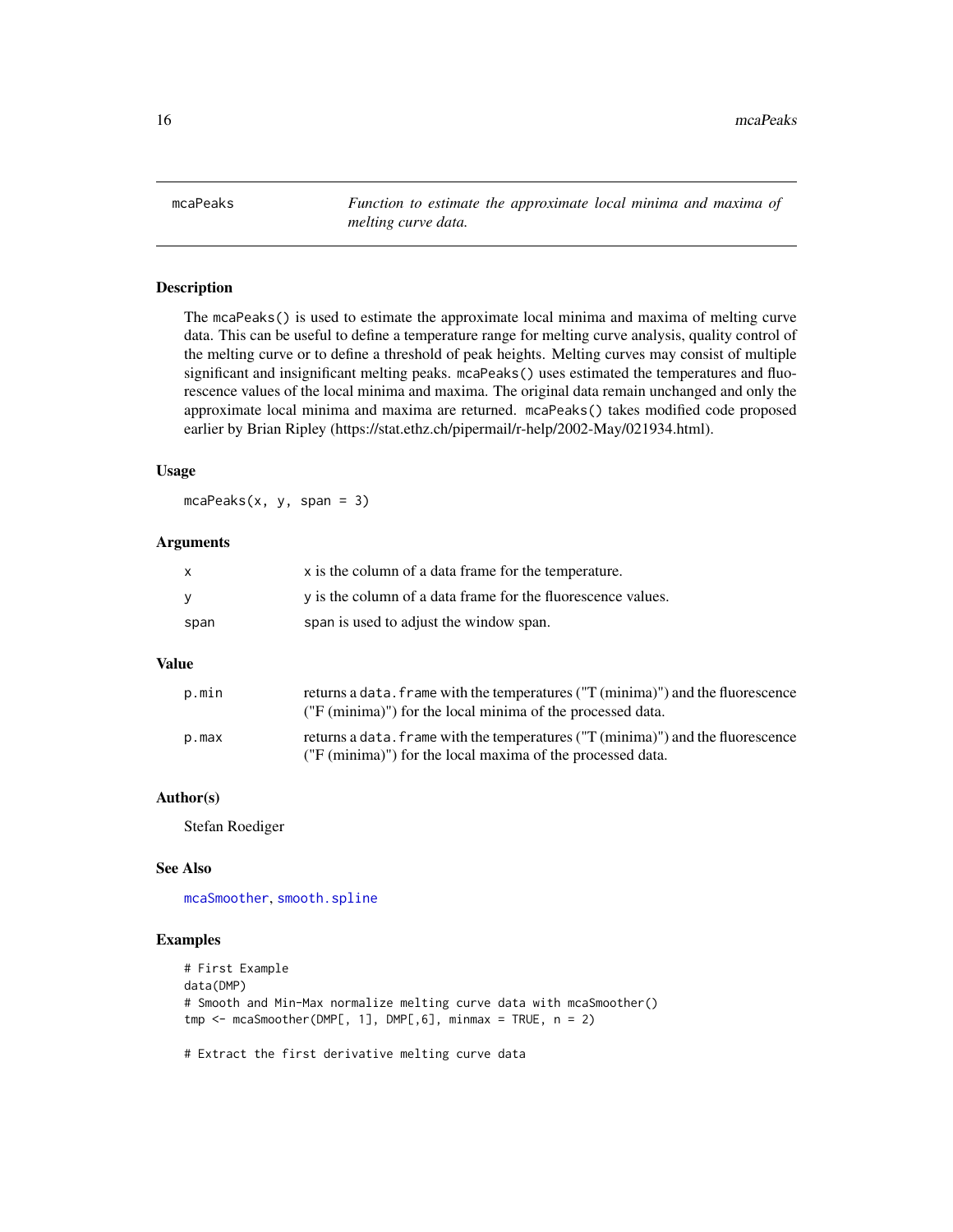## mcaPeaks

*Function to estimate the approximate local minima and maxima of melting curve data.*

### Description

The `mcaPeaks()` is used to estimate the approximate local minima and maxima of melting curve data. This can be useful to define a temperature range for melting curve analysis, quality control of the melting curve or to define a threshold of peak heights. Melting curves may consist of multiple significant and insignificant melting peaks. `mcaPeaks()` uses estimated the temperatures and fluorescence values of the local minima and maxima. The original data remain unchanged and only the approximate local minima and maxima are returned. `mcaPeaks()` takes modified code proposed earlier by Brian Ripley (https://stat.ethz.ch/pipermail/r-help/2002-May/021934.html).

### Usage

```
mcaPeaks(x, y, span = 3)
```

### Arguments

| | |
|---|---|
| `x` | x is the column of a data frame for the temperature. |
| `y` | y is the column of a data frame for the fluorescence values. |
| `span` | span is used to adjust the window span. |

### Value

| | |
|---|---|
| `p.min` | returns a `data.frame` with the temperatures ("T (minima)") and the fluorescence ("F (minima)") for the local minima of the processed data. |
| `p.max` | returns a `data.frame` with the temperatures ("T (minima)") and the fluorescence ("F (minima)") for the local maxima of the processed data. |

### Author(s)

Stefan Roediger

### See Also

`mcaSmoother`, `smooth.spline`

### Examples

```
# First Example
data(DMP)
# Smooth and Min-Max normalize melting curve data with mcaSmoother()
tmp <- mcaSmoother(DMP[, 1], DMP[,6], minmax = TRUE, n = 2)

# Extract the first derivative melting curve data
```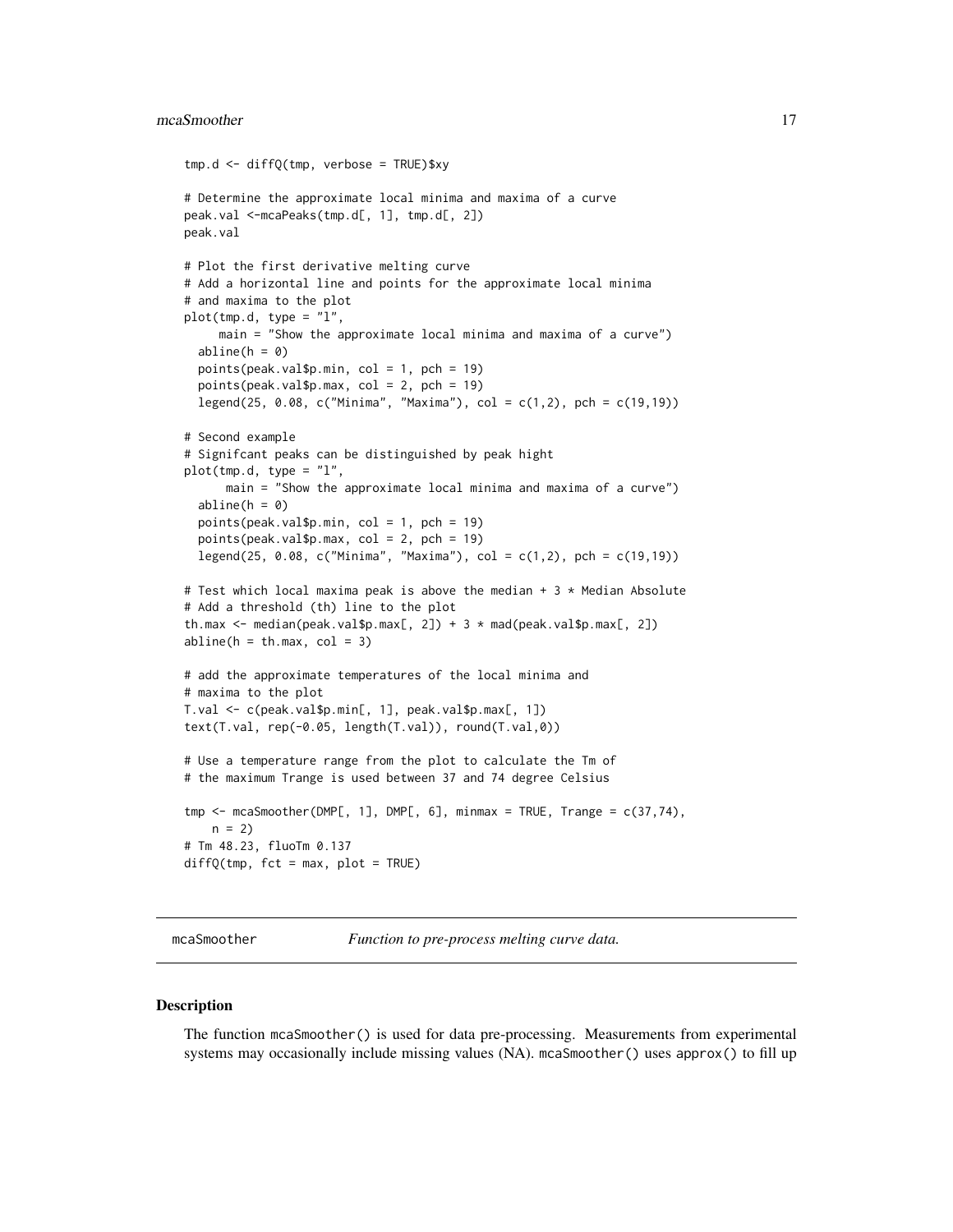```
tmp.d <- diffQ(tmp, verbose = TRUE)$xy

# Determine the approximate local minima and maxima of a curve
peak.val <-mcaPeaks(tmp.d[, 1], tmp.d[, 2])
peak.val

# Plot the first derivative melting curve
# Add a horizontal line and points for the approximate local minima
# and maxima to the plot
plot(tmp.d, type = "l",
     main = "Show the approximate local minima and maxima of a curve")
  abline(h = 0)
  points(peak.val$p.min, col = 1, pch = 19)
  points(peak.val$p.max, col = 2, pch = 19)
  legend(25, 0.08, c("Minima", "Maxima"), col = c(1,2), pch = c(19,19))

# Second example
# Signifcant peaks can be distinguished by peak hight
plot(tmp.d, type = "l",
      main = "Show the approximate local minima and maxima of a curve")
  abline(h = 0)
  points(peak.val$p.min, col = 1, pch = 19)
  points(peak.val$p.max, col = 2, pch = 19)
  legend(25, 0.08, c("Minima", "Maxima"), col = c(1,2), pch = c(19,19))

# Test which local maxima peak is above the median + 3 * Median Absolute
# Add a threshold (th) line to the plot
th.max <- median(peak.val$p.max[, 2]) + 3 * mad(peak.val$p.max[, 2])
abline(h = th.max, col = 3)

# add the approximate temperatures of the local minima and
# maxima to the plot
T.val <- c(peak.val$p.min[, 1], peak.val$p.max[, 1])
text(T.val, rep(-0.05, length(T.val)), round(T.val,0))

# Use a temperature range from the plot to calculate the Tm of
# the maximum Trange is used between 37 and 74 degree Celsius

tmp <- mcaSmoother(DMP[, 1], DMP[, 6], minmax = TRUE, Trange = c(37,74),
    n = 2)
# Tm 48.23, fluoTm 0.137
diffQ(tmp, fct = max, plot = TRUE)
```

## mcaSmoother *Function to pre-process melting curve data.*

### Description

The function mcaSmoother() is used for data pre-processing. Measurements from experimental systems may occasionally include missing values (NA). mcaSmoother() uses approx() to fill up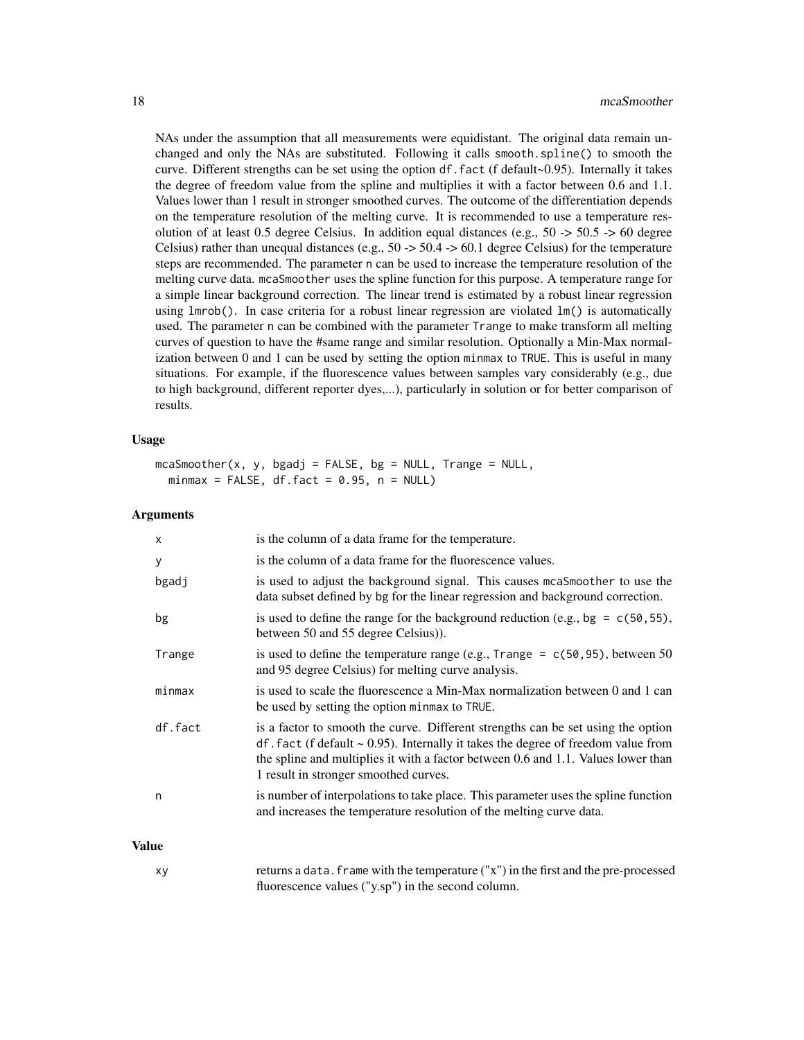NAs under the assumption that all measurements were equidistant. The original data remain unchanged and only the NAs are substituted. Following it calls `smooth.spline()` to smooth the curve. Different strengths can be set using the option `df.fact` (f default~0.95). Internally it takes the degree of freedom value from the spline and multiplies it with a factor between 0.6 and 1.1. Values lower than 1 result in stronger smoothed curves. The outcome of the differentiation depends on the temperature resolution of the melting curve. It is recommended to use a temperature resolution of at least 0.5 degree Celsius. In addition equal distances (e.g., 50 -> 50.5 -> 60 degree Celsius) rather than unequal distances (e.g., 50 -> 50.4 -> 60.1 degree Celsius) for the temperature steps are recommended. The parameter `n` can be used to increase the temperature resolution of the melting curve data. `mcaSmoother` uses the spline function for this purpose. A temperature range for a simple linear background correction. The linear trend is estimated by a robust linear regression using `lmrob()`. In case criteria for a robust linear regression are violated `lm()` is automatically used. The parameter `n` can be combined with the parameter `Trange` to make transform all melting curves of question to have the #same range and similar resolution. Optionally a Min-Max normalization between 0 and 1 can be used by setting the option `minmax` to `TRUE`. This is useful in many situations. For example, if the fluorescence values between samples vary considerably (e.g., due to high background, different reporter dyes,...), particularly in solution or for better comparison of results.

## Usage

```
mcaSmoother(x, y, bgadj = FALSE, bg = NULL, Trange = NULL,
  minmax = FALSE, df.fact = 0.95, n = NULL)
```

## Arguments

| | |
|---|---|
| `x` | is the column of a data frame for the temperature. |
| `y` | is the column of a data frame for the fluorescence values. |
| `bgadj` | is used to adjust the background signal. This causes `mcaSmoother` to use the data subset defined by `bg` for the linear regression and background correction. |
| `bg` | is used to define the range for the background reduction (e.g., `bg = c(50,55)`, between 50 and 55 degree Celsius)). |
| `Trange` | is used to define the temperature range (e.g., `Trange = c(50,95)`, between 50 and 95 degree Celsius) for melting curve analysis. |
| `minmax` | is used to scale the fluorescence a Min-Max normalization between 0 and 1 can be used by setting the option `minmax` to `TRUE`. |
| `df.fact` | is a factor to smooth the curve. Different strengths can be set using the option `df.fact` (f default ~ 0.95). Internally it takes the degree of freedom value from the spline and multiplies it with a factor between 0.6 and 1.1. Values lower than 1 result in stronger smoothed curves. |
| `n` | is number of interpolations to take place. This parameter uses the spline function and increases the temperature resolution of the melting curve data. |

## Value

| | |
|---|---|
| `xy` | returns a `data.frame` with the temperature ("x") in the first and the pre-processed fluorescence values ("y.sp") in the second column. |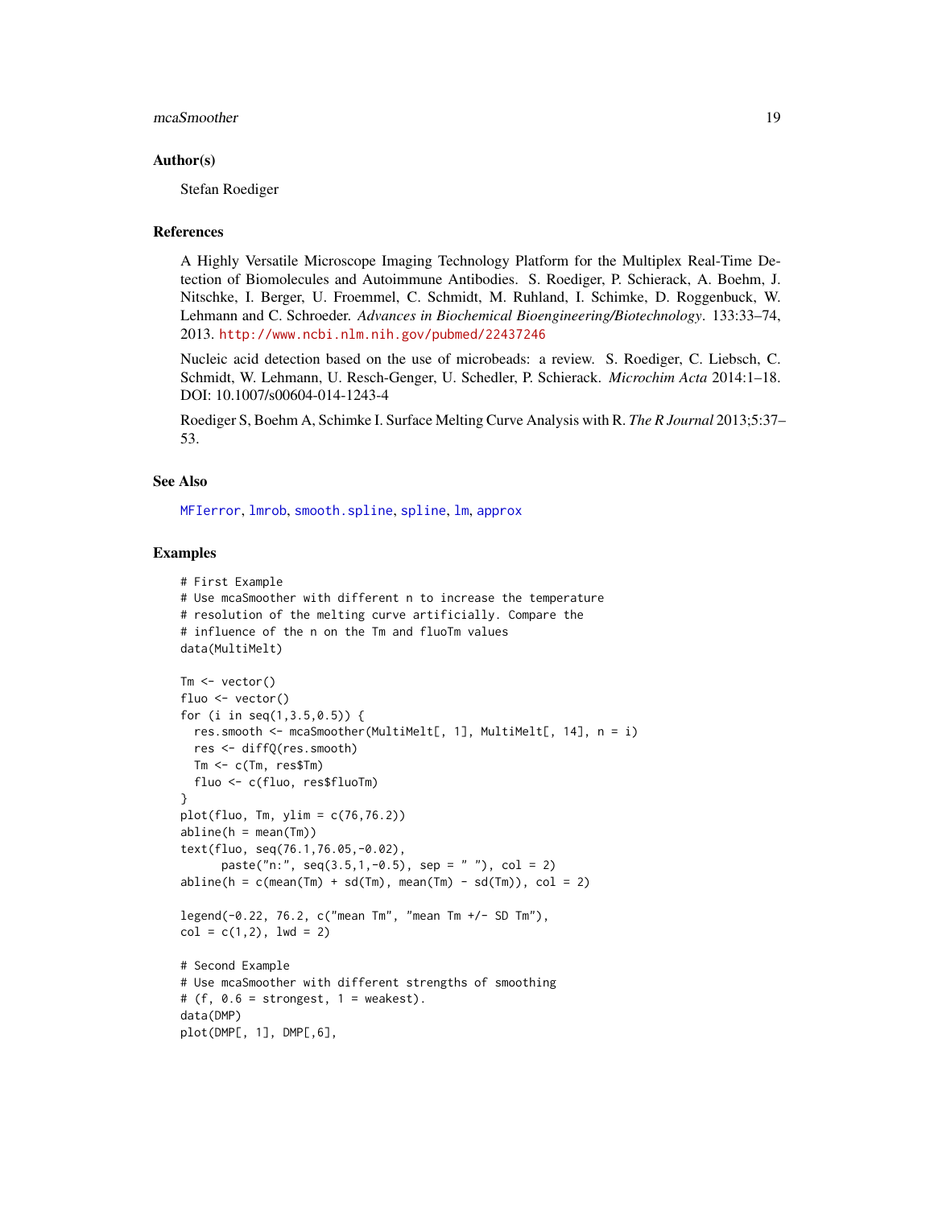## Author(s)

Stefan Roediger

## References

A Highly Versatile Microscope Imaging Technology Platform for the Multiplex Real-Time Detection of Biomolecules and Autoimmune Antibodies. S. Roediger, P. Schierack, A. Boehm, J. Nitschke, I. Berger, U. Froemmel, C. Schmidt, M. Ruhland, I. Schimke, D. Roggenbuck, W. Lehmann and C. Schroeder. *Advances in Biochemical Bioengineering/Biotechnology*. 133:33–74, 2013. http://www.ncbi.nlm.nih.gov/pubmed/22437246

Nucleic acid detection based on the use of microbeads: a review. S. Roediger, C. Liebsch, C. Schmidt, W. Lehmann, U. Resch-Genger, U. Schedler, P. Schierack. *Microchim Acta* 2014:1–18. DOI: 10.1007/s00604-014-1243-4

Roediger S, Boehm A, Schimke I. Surface Melting Curve Analysis with R. *The R Journal* 2013;5:37–53.

## See Also

MFIerror, lmrob, smooth.spline, spline, lm, approx

## Examples

```
# First Example
# Use mcaSmoother with different n to increase the temperature
# resolution of the melting curve artificially. Compare the
# influence of the n on the Tm and fluoTm values
data(MultiMelt)

Tm <- vector()
fluo <- vector()
for (i in seq(1,3.5,0.5)) {
  res.smooth <- mcaSmoother(MultiMelt[, 1], MultiMelt[, 14], n = i)
  res <- diffQ(res.smooth)
  Tm <- c(Tm, res$Tm)
  fluo <- c(fluo, res$fluoTm)
}
plot(fluo, Tm, ylim = c(76,76.2))
abline(h = mean(Tm))
text(fluo, seq(76.1,76.05,-0.02),
      paste("n:", seq(3.5,1,-0.5), sep = " "), col = 2)
abline(h = c(mean(Tm) + sd(Tm), mean(Tm) - sd(Tm)), col = 2)

legend(-0.22, 76.2, c("mean Tm", "mean Tm +/- SD Tm"),
col = c(1,2), lwd = 2)

# Second Example
# Use mcaSmoother with different strengths of smoothing
# (f, 0.6 = strongest, 1 = weakest).
data(DMP)
plot(DMP[, 1], DMP[,6],
```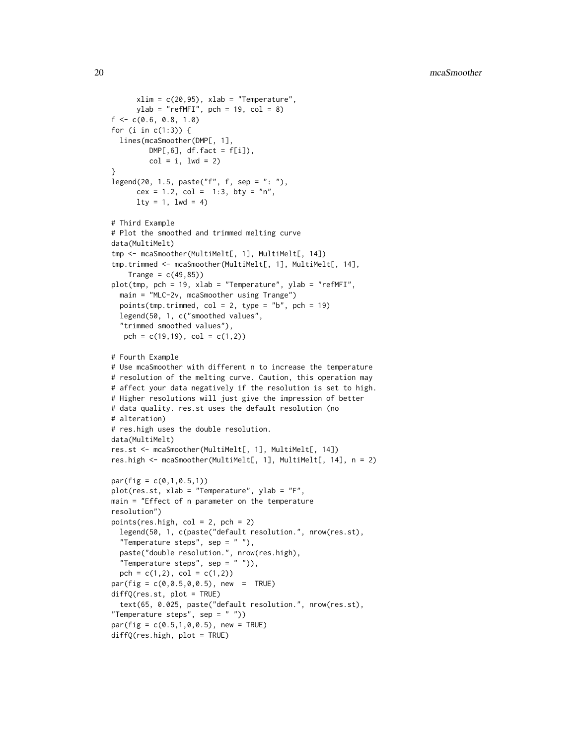```
      xlim = c(20,95), xlab = "Temperature",
      ylab = "refMFI", pch = 19, col = 8)
f <- c(0.6, 0.8, 1.0)
for (i in c(1:3)) {
  lines(mcaSmoother(DMP[, 1],
         DMP[,6], df.fact = f[i]),
         col = i, lwd = 2)
}
legend(20, 1.5, paste("f", f, sep = ": "),
      cex = 1.2, col =  1:3, bty = "n",
      lty = 1, lwd = 4)

# Third Example
# Plot the smoothed and trimmed melting curve
data(MultiMelt)
tmp <- mcaSmoother(MultiMelt[, 1], MultiMelt[, 14])
tmp.trimmed <- mcaSmoother(MultiMelt[, 1], MultiMelt[, 14],
    Trange = c(49,85))
plot(tmp, pch = 19, xlab = "Temperature", ylab = "refMFI",
  main = "MLC-2v, mcaSmoother using Trange")
  points(tmp.trimmed, col = 2, type = "b", pch = 19)
  legend(50, 1, c("smoothed values",
  "trimmed smoothed values"),
   pch = c(19,19), col = c(1,2))

# Fourth Example
# Use mcaSmoother with different n to increase the temperature
# resolution of the melting curve. Caution, this operation may
# affect your data negatively if the resolution is set to high.
# Higher resolutions will just give the impression of better
# data quality. res.st uses the default resolution (no
# alteration)
# res.high uses the double resolution.
data(MultiMelt)
res.st <- mcaSmoother(MultiMelt[, 1], MultiMelt[, 14])
res.high <- mcaSmoother(MultiMelt[, 1], MultiMelt[, 14], n = 2)

par(fig = c(0,1,0.5,1))
plot(res.st, xlab = "Temperature", ylab = "F",
main = "Effect of n parameter on the temperature
resolution")
points(res.high, col = 2, pch = 2)
  legend(50, 1, c(paste("default resolution.", nrow(res.st),
  "Temperature steps", sep = " "),
  paste("double resolution.", nrow(res.high),
  "Temperature steps", sep = " ")),
  pch = c(1,2), col = c(1,2))
par(fig = c(0,0.5,0,0.5), new  =  TRUE)
diffQ(res.st, plot = TRUE)
  text(65, 0.025, paste("default resolution.", nrow(res.st),
"Temperature steps", sep = " "))
par(fig = c(0.5,1,0,0.5), new = TRUE)
diffQ(res.high, plot = TRUE)
```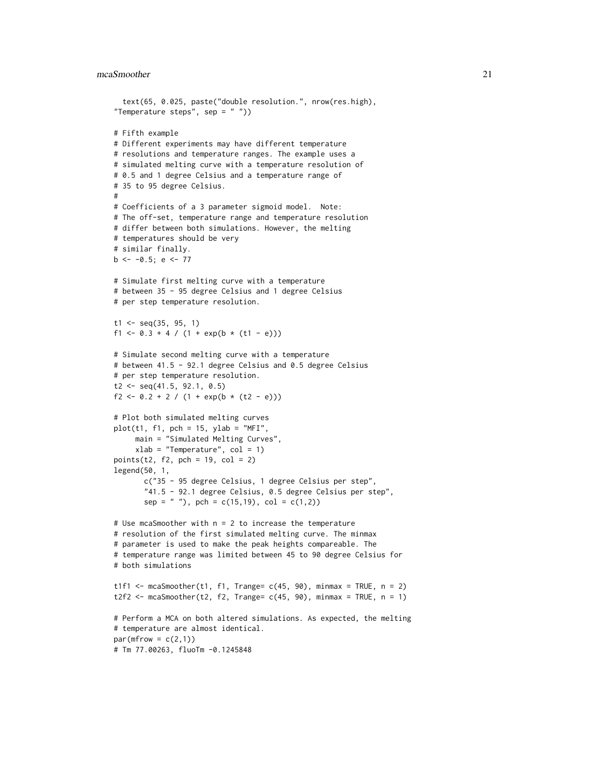```
  text(65, 0.025, paste("double resolution.", nrow(res.high),
"Temperature steps", sep = " "))

# Fifth example
# Different experiments may have different temperature
# resolutions and temperature ranges. The example uses a
# simulated melting curve with a temperature resolution of
# 0.5 and 1 degree Celsius and a temperature range of
# 35 to 95 degree Celsius.
#
# Coefficients of a 3 parameter sigmoid model.  Note:
# The off-set, temperature range and temperature resolution
# differ between both simulations. However, the melting
# temperatures should be very
# similar finally.
b <- -0.5; e <- 77

# Simulate first melting curve with a temperature
# between 35 - 95 degree Celsius and 1 degree Celsius
# per step temperature resolution.

t1 <- seq(35, 95, 1)
f1 <- 0.3 + 4 / (1 + exp(b * (t1 - e)))

# Simulate second melting curve with a temperature
# between 41.5 - 92.1 degree Celsius and 0.5 degree Celsius
# per step temperature resolution.
t2 <- seq(41.5, 92.1, 0.5)
f2 <- 0.2 + 2 / (1 + exp(b * (t2 - e)))

# Plot both simulated melting curves
plot(t1, f1, pch = 15, ylab = "MFI",
     main = "Simulated Melting Curves",
     xlab = "Temperature", col = 1)
points(t2, f2, pch = 19, col = 2)
legend(50, 1,
       c("35 - 95 degree Celsius, 1 degree Celsius per step",
       "41.5 - 92.1 degree Celsius, 0.5 degree Celsius per step",
       sep = " "), pch = c(15,19), col = c(1,2))

# Use mcaSmoother with n = 2 to increase the temperature
# resolution of the first simulated melting curve. The minmax
# parameter is used to make the peak heights compareable. The
# temperature range was limited between 45 to 90 degree Celsius for
# both simulations

t1f1 <- mcaSmoother(t1, f1, Trange= c(45, 90), minmax = TRUE, n = 2)
t2f2 <- mcaSmoother(t2, f2, Trange= c(45, 90), minmax = TRUE, n = 1)

# Perform a MCA on both altered simulations. As expected, the melting
# temperature are almost identical.
par(mfrow = c(2,1))
# Tm 77.00263, fluoTm -0.1245848
```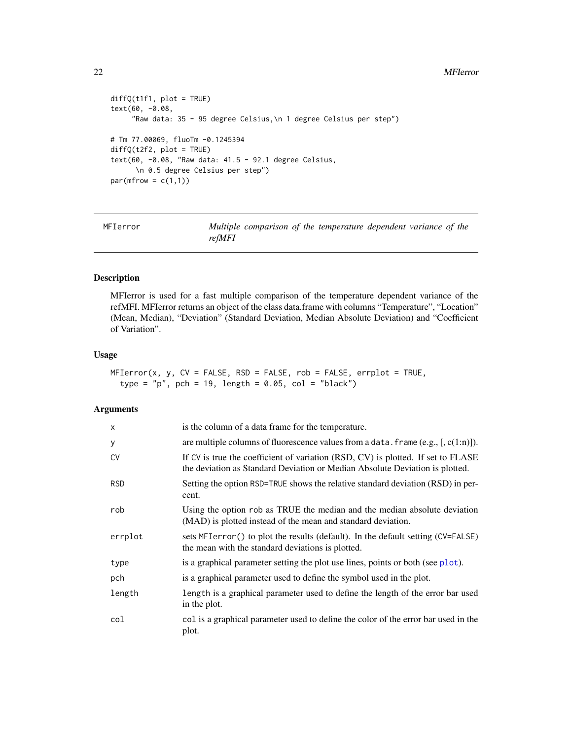```
diffQ(t1f1, plot = TRUE)
text(60, -0.08,
     "Raw data: 35 - 95 degree Celsius,\n 1 degree Celsius per step")

# Tm 77.00069, fluoTm -0.1245394
diffQ(t2f2, plot = TRUE)
text(60, -0.08, "Raw data: 41.5 - 92.1 degree Celsius,
      \n 0.5 degree Celsius per step")
par(mfrow = c(1,1))
```

---

## MFIerror — *Multiple comparison of the temperature dependent variance of the refMFI*

### Description

MFIerror is used for a fast multiple comparison of the temperature dependent variance of the refMFI. MFIerror returns an object of the class data.frame with columns “Temperature”, “Location” (Mean, Median), “Deviation” (Standard Deviation, Median Absolute Deviation) and “Coefficient of Variation”.

### Usage

```
MFIerror(x, y, CV = FALSE, RSD = FALSE, rob = FALSE, errplot = TRUE,
  type = "p", pch = 19, length = 0.05, col = "black")
```

### Arguments

| | |
|---|---|
| x | is the column of a data frame for the temperature. |
| y | are multiple columns of fluorescence values from a `data.frame` (e.g., [, c(1:n)]). |
| CV | If `CV` is true the coefficient of variation (RSD, CV) is plotted. If set to FLASE the deviation as Standard Deviation or Median Absolute Deviation is plotted. |
| RSD | Setting the option `RSD=TRUE` shows the relative standard deviation (RSD) in percent. |
| rob | Using the option `rob` as TRUE the median and the median absolute deviation (MAD) is plotted instead of the mean and standard deviation. |
| errplot | sets `MFIerror()` to plot the results (default). In the default setting (`CV=FALSE`) the mean with the standard deviations is plotted. |
| type | is a graphical parameter setting the plot use lines, points or both (see `plot`). |
| pch | is a graphical parameter used to define the symbol used in the plot. |
| length | `length` is a graphical parameter used to define the length of the error bar used in the plot. |
| col | `col` is a graphical parameter used to define the color of the error bar used in the plot. |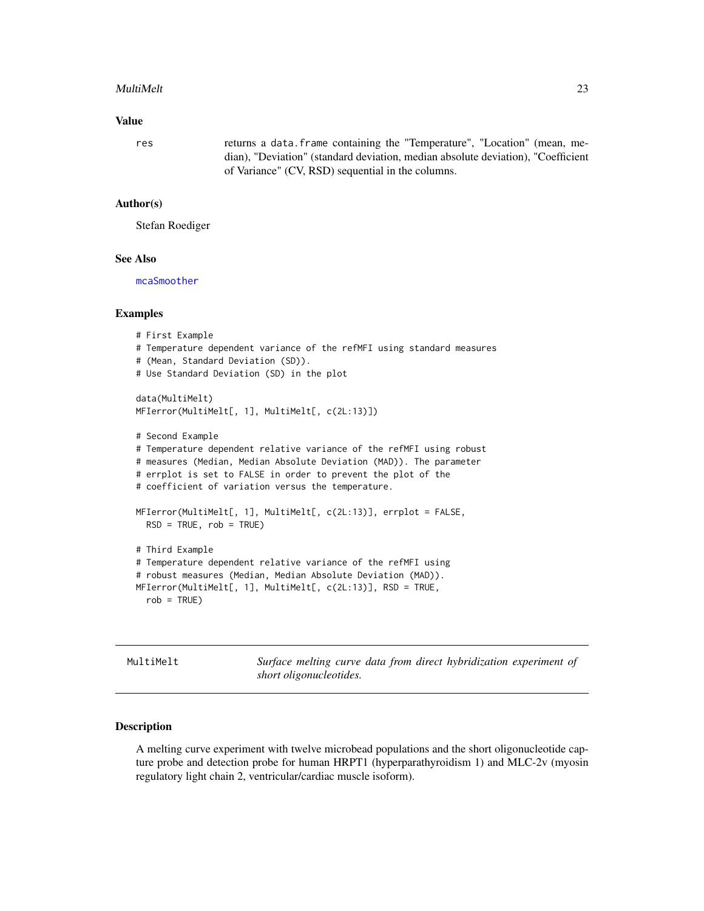### Value

res returns a data.frame containing the "Temperature", "Location" (mean, median), "Deviation" (standard deviation, median absolute deviation), "Coefficient of Variance" (CV, RSD) sequential in the columns.

### Author(s)

Stefan Roediger

### See Also

mcaSmoother

### Examples

```
# First Example
# Temperature dependent variance of the refMFI using standard measures
# (Mean, Standard Deviation (SD)).
# Use Standard Deviation (SD) in the plot

data(MultiMelt)
MFIerror(MultiMelt[, 1], MultiMelt[, c(2L:13)])

# Second Example
# Temperature dependent relative variance of the refMFI using robust
# measures (Median, Median Absolute Deviation (MAD)). The parameter
# errplot is set to FALSE in order to prevent the plot of the
# coefficient of variation versus the temperature.

MFIerror(MultiMelt[, 1], MultiMelt[, c(2L:13)], errplot = FALSE,
  RSD = TRUE, rob = TRUE)

# Third Example
# Temperature dependent relative variance of the refMFI using
# robust measures (Median, Median Absolute Deviation (MAD)).
MFIerror(MultiMelt[, 1], MultiMelt[, c(2L:13)], RSD = TRUE,
  rob = TRUE)
```

---

## MultiMelt — *Surface melting curve data from direct hybridization experiment of short oligonucleotides.*

---

### Description

A melting curve experiment with twelve microbead populations and the short oligonucleotide capture probe and detection probe for human HRPT1 (hyperparathyroidism 1) and MLC-2v (myosin regulatory light chain 2, ventricular/cardiac muscle isoform).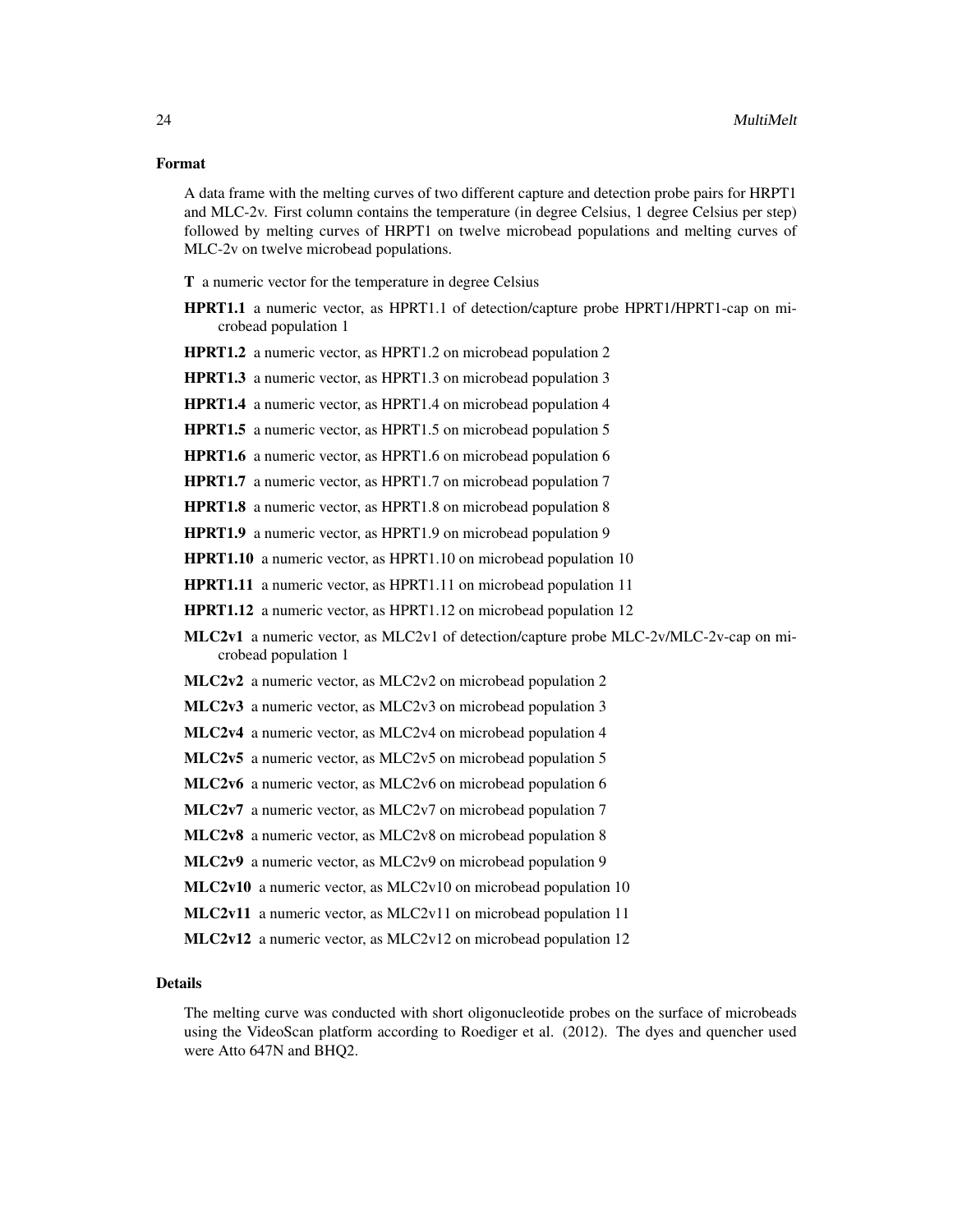## Format

A data frame with the melting curves of two different capture and detection probe pairs for HRPT1 and MLC-2v. First column contains the temperature (in degree Celsius, 1 degree Celsius per step) followed by melting curves of HRPT1 on twelve microbead populations and melting curves of MLC-2v on twelve microbead populations.

- **T** a numeric vector for the temperature in degree Celsius
- **HPRT1.1** a numeric vector, as HPRT1.1 of detection/capture probe HPRT1/HPRT1-cap on microbead population 1
- **HPRT1.2** a numeric vector, as HPRT1.2 on microbead population 2
- **HPRT1.3** a numeric vector, as HPRT1.3 on microbead population 3
- **HPRT1.4** a numeric vector, as HPRT1.4 on microbead population 4
- **HPRT1.5** a numeric vector, as HPRT1.5 on microbead population 5
- **HPRT1.6** a numeric vector, as HPRT1.6 on microbead population 6
- **HPRT1.7** a numeric vector, as HPRT1.7 on microbead population 7
- **HPRT1.8** a numeric vector, as HPRT1.8 on microbead population 8
- **HPRT1.9** a numeric vector, as HPRT1.9 on microbead population 9
- **HPRT1.10** a numeric vector, as HPRT1.10 on microbead population 10
- **HPRT1.11** a numeric vector, as HPRT1.11 on microbead population 11
- **HPRT1.12** a numeric vector, as HPRT1.12 on microbead population 12
- **MLC2v1** a numeric vector, as MLC2v1 of detection/capture probe MLC-2v/MLC-2v-cap on microbead population 1
- **MLC2v2** a numeric vector, as MLC2v2 on microbead population 2
- **MLC2v3** a numeric vector, as MLC2v3 on microbead population 3
- **MLC2v4** a numeric vector, as MLC2v4 on microbead population 4
- **MLC2v5** a numeric vector, as MLC2v5 on microbead population 5
- **MLC2v6** a numeric vector, as MLC2v6 on microbead population 6
- **MLC2v7** a numeric vector, as MLC2v7 on microbead population 7
- **MLC2v8** a numeric vector, as MLC2v8 on microbead population 8
- **MLC2v9** a numeric vector, as MLC2v9 on microbead population 9
- **MLC2v10** a numeric vector, as MLC2v10 on microbead population 10
- **MLC2v11** a numeric vector, as MLC2v11 on microbead population 11
- **MLC2v12** a numeric vector, as MLC2v12 on microbead population 12

## Details

The melting curve was conducted with short oligonucleotide probes on the surface of microbeads using the VideoScan platform according to Roediger et al. (2012). The dyes and quencher used were Atto 647N and BHQ2.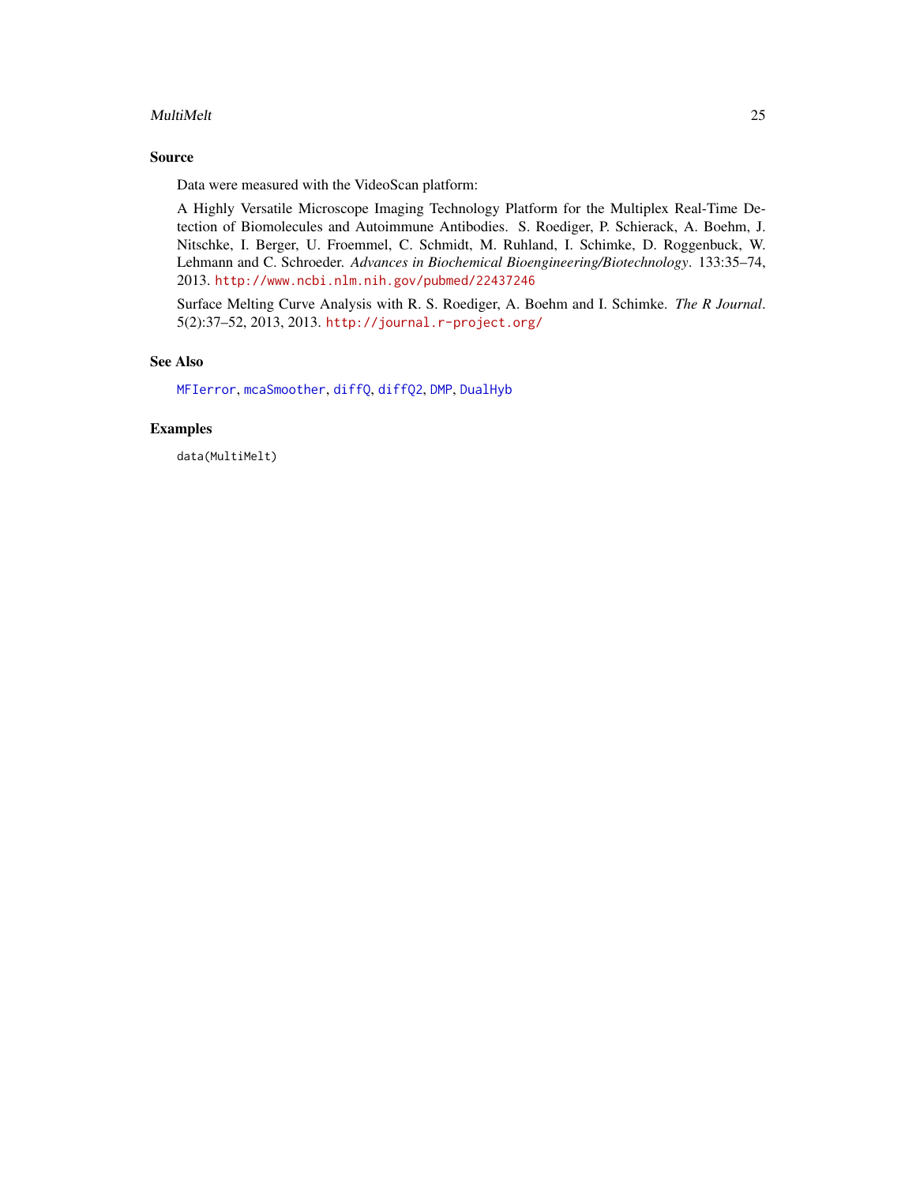## Source

Data were measured with the VideoScan platform:

A Highly Versatile Microscope Imaging Technology Platform for the Multiplex Real-Time Detection of Biomolecules and Autoimmune Antibodies. S. Roediger, P. Schierack, A. Boehm, J. Nitschke, I. Berger, U. Froemmel, C. Schmidt, M. Ruhland, I. Schimke, D. Roggenbuck, W. Lehmann and C. Schroeder. *Advances in Biochemical Bioengineering/Biotechnology*. 133:35–74, 2013. http://www.ncbi.nlm.nih.gov/pubmed/22437246

Surface Melting Curve Analysis with R. S. Roediger, A. Boehm and I. Schimke. *The R Journal*. 5(2):37–52, 2013, 2013. http://journal.r-project.org/

## See Also

MFIerror, mcaSmoother, diffQ, diffQ2, DMP, DualHyb

## Examples

```
data(MultiMelt)
```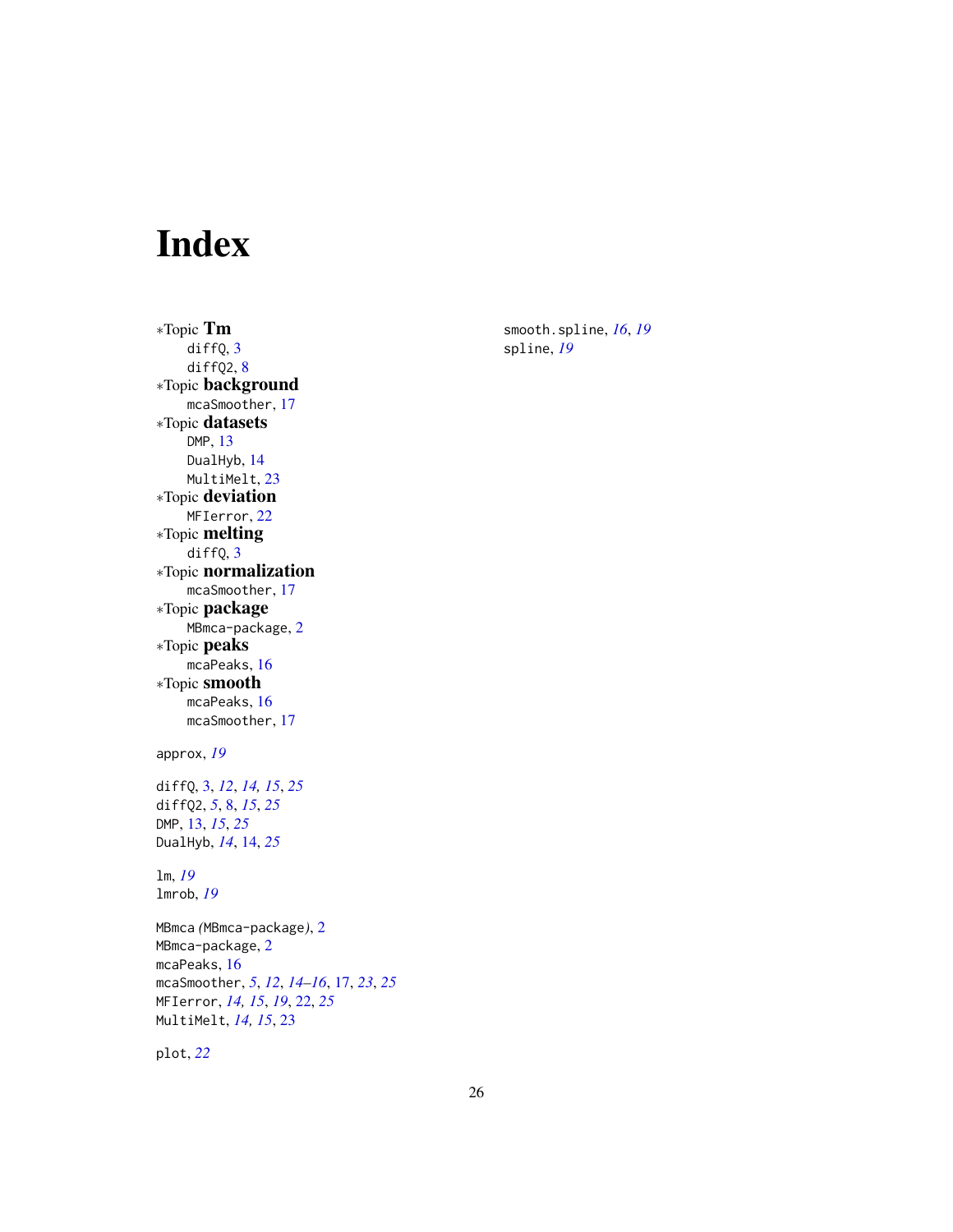# Index

∗Topic **Tm**
  diffQ, 3
  diffQ2, 8
∗Topic **background**
  mcaSmoother, 17
∗Topic **datasets**
  DMP, 13
  DualHyb, 14
  MultiMelt, 23
∗Topic **deviation**
  MFIerror, 22
∗Topic **melting**
  diffQ, 3
∗Topic **normalization**
  mcaSmoother, 17
∗Topic **package**
  MBmca-package, 2
∗Topic **peaks**
  mcaPeaks, 16
∗Topic **smooth**
  mcaPeaks, 16
  mcaSmoother, 17

approx, *19*

diffQ, 3, *12*, *14, 15*, *25*
diffQ2, *5*, 8, *15*, *25*
DMP, 13, *15*, *25*
DualHyb, *14*, 14, *25*

lm, *19*
lmrob, *19*

MBmca *(*MBmca-package*)*, 2
MBmca-package, 2
mcaPeaks, 16
mcaSmoother, *5*, *12*, *14–16*, 17, *23*, *25*
MFIerror, *14, 15*, *19*, 22, *25*
MultiMelt, *14, 15*, 23

plot, *22*

smooth.spline, *16*, *19*
spline, *19*